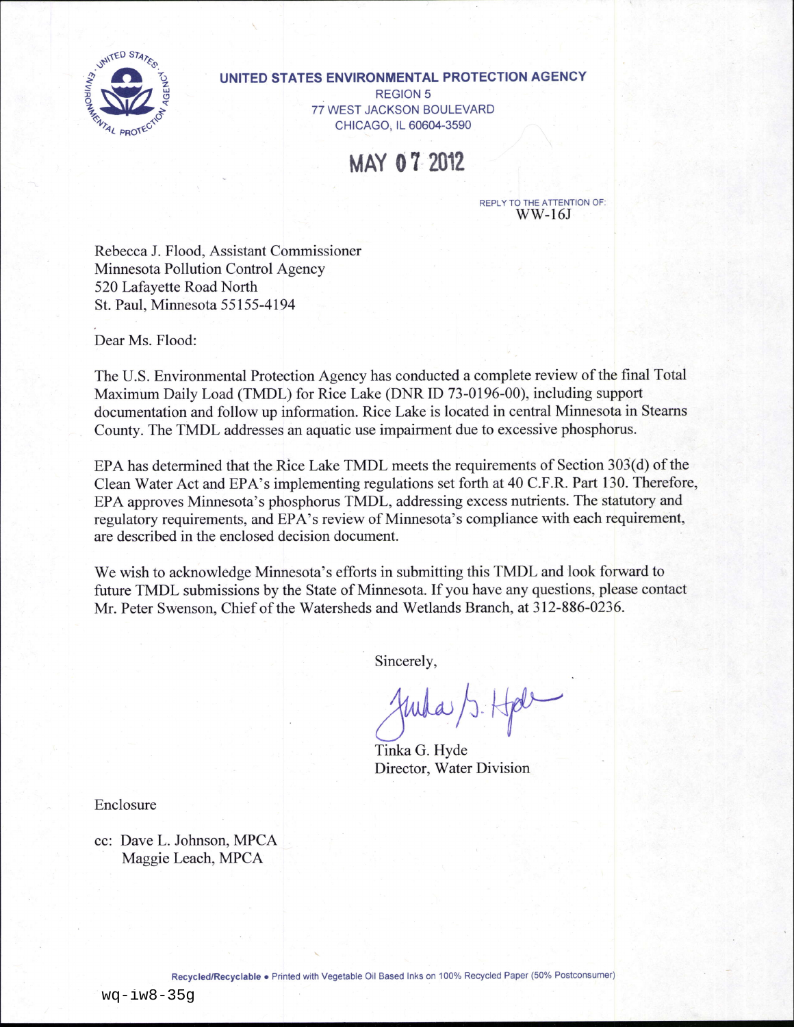**UNITED STATES ENVIRONMENTAL PROTECTION AGENCY**
REGION 5
77 WEST JACKSON BOULEVARD
CHICAGO, IL 60604-3590

**MAY 07 2012**

REPLY TO THE ATTENTION OF:
WW-16J

Rebecca J. Flood, Assistant Commissioner
Minnesota Pollution Control Agency
520 Lafayette Road North
St. Paul, Minnesota 55155-4194

Dear Ms. Flood:

The U.S. Environmental Protection Agency has conducted a complete review of the final Total Maximum Daily Load (TMDL) for Rice Lake (DNR ID 73-0196-00), including support documentation and follow up information. Rice Lake is located in central Minnesota in Stearns County. The TMDL addresses an aquatic use impairment due to excessive phosphorus.

EPA has determined that the Rice Lake TMDL meets the requirements of Section 303(d) of the Clean Water Act and EPA's implementing regulations set forth at 40 C.F.R. Part 130. Therefore, EPA approves Minnesota's phosphorus TMDL, addressing excess nutrients. The statutory and regulatory requirements, and EPA's review of Minnesota's compliance with each requirement, are described in the enclosed decision document.

We wish to acknowledge Minnesota's efforts in submitting this TMDL and look forward to future TMDL submissions by the State of Minnesota. If you have any questions, please contact Mr. Peter Swenson, Chief of the Watersheds and Wetlands Branch, at 312-886-0236.

Sincerely,

Tinka G. Hyde
Director, Water Division

Enclosure

cc: Dave L. Johnson, MPCA
Maggie Leach, MPCA

Recycled/Recyclable • Printed with Vegetable Oil Based Inks on 100% Recycled Paper (50% Postconsumer)

wq-iw8-35g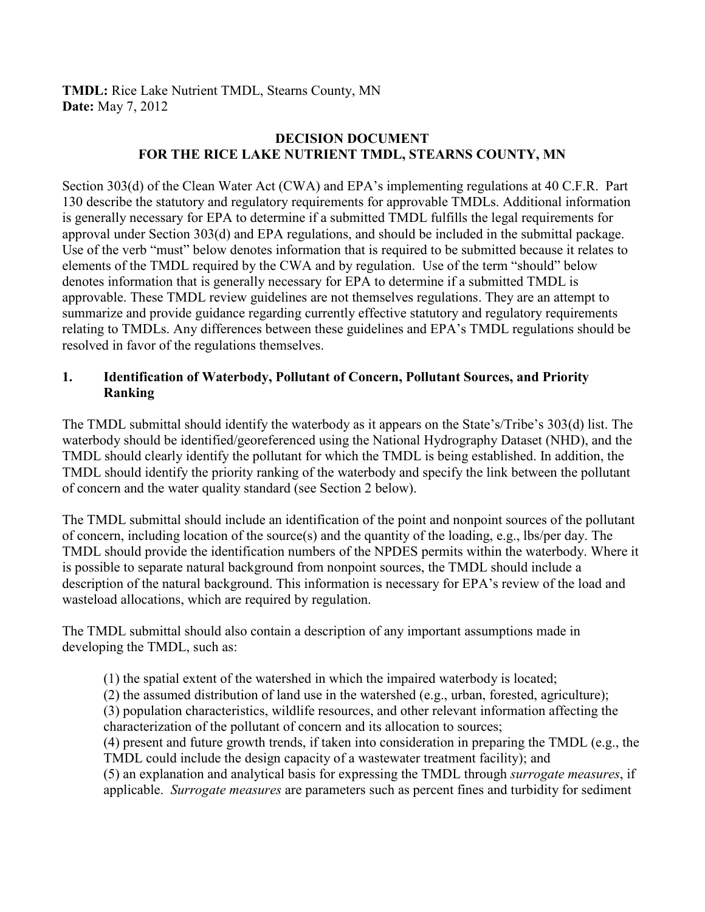**TMDL:** Rice Lake Nutrient TMDL, Stearns County, MN
**Date:** May 7, 2012

## DECISION DOCUMENT FOR THE RICE LAKE NUTRIENT TMDL, STEARNS COUNTY, MN

Section 303(d) of the Clean Water Act (CWA) and EPA's implementing regulations at 40 C.F.R. Part 130 describe the statutory and regulatory requirements for approvable TMDLs. Additional information is generally necessary for EPA to determine if a submitted TMDL fulfills the legal requirements for approval under Section 303(d) and EPA regulations, and should be included in the submittal package. Use of the verb "must" below denotes information that is required to be submitted because it relates to elements of the TMDL required by the CWA and by regulation. Use of the term "should" below denotes information that is generally necessary for EPA to determine if a submitted TMDL is approvable. These TMDL review guidelines are not themselves regulations. They are an attempt to summarize and provide guidance regarding currently effective statutory and regulatory requirements relating to TMDLs. Any differences between these guidelines and EPA's TMDL regulations should be resolved in favor of the regulations themselves.

### 1. Identification of Waterbody, Pollutant of Concern, Pollutant Sources, and Priority Ranking

The TMDL submittal should identify the waterbody as it appears on the State's/Tribe's 303(d) list. The waterbody should be identified/georeferenced using the National Hydrography Dataset (NHD), and the TMDL should clearly identify the pollutant for which the TMDL is being established. In addition, the TMDL should identify the priority ranking of the waterbody and specify the link between the pollutant of concern and the water quality standard (see Section 2 below).

The TMDL submittal should include an identification of the point and nonpoint sources of the pollutant of concern, including location of the source(s) and the quantity of the loading, e.g., lbs/per day. The TMDL should provide the identification numbers of the NPDES permits within the waterbody. Where it is possible to separate natural background from nonpoint sources, the TMDL should include a description of the natural background. This information is necessary for EPA's review of the load and wasteload allocations, which are required by regulation.

The TMDL submittal should also contain a description of any important assumptions made in developing the TMDL, such as:

(1) the spatial extent of the watershed in which the impaired waterbody is located;
(2) the assumed distribution of land use in the watershed (e.g., urban, forested, agriculture);
(3) population characteristics, wildlife resources, and other relevant information affecting the characterization of the pollutant of concern and its allocation to sources;
(4) present and future growth trends, if taken into consideration in preparing the TMDL (e.g., the TMDL could include the design capacity of a wastewater treatment facility); and
(5) an explanation and analytical basis for expressing the TMDL through *surrogate measures*, if applicable. *Surrogate measures* are parameters such as percent fines and turbidity for sediment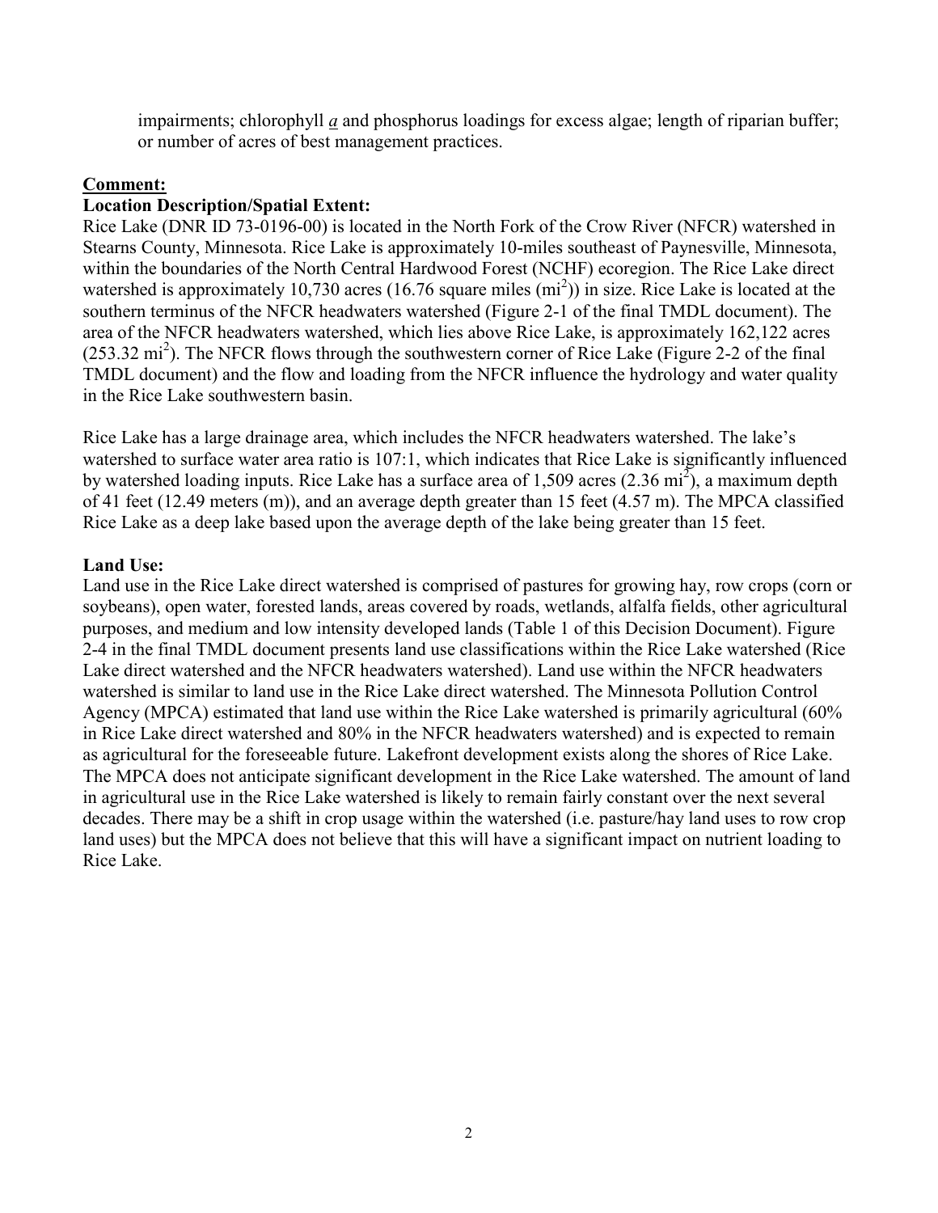impairments; chlorophyll *a* and phosphorus loadings for excess algae; length of riparian buffer; or number of acres of best management practices.

**Comment:**

**Location Description/Spatial Extent:**

Rice Lake (DNR ID 73-0196-00) is located in the North Fork of the Crow River (NFCR) watershed in Stearns County, Minnesota. Rice Lake is approximately 10-miles southeast of Paynesville, Minnesota, within the boundaries of the North Central Hardwood Forest (NCHF) ecoregion. The Rice Lake direct watershed is approximately 10,730 acres (16.76 square miles ($mi^2$)) in size. Rice Lake is located at the southern terminus of the NFCR headwaters watershed (Figure 2-1 of the final TMDL document). The area of the NFCR headwaters watershed, which lies above Rice Lake, is approximately 162,122 acres (253.32 $mi^2$). The NFCR flows through the southwestern corner of Rice Lake (Figure 2-2 of the final TMDL document) and the flow and loading from the NFCR influence the hydrology and water quality in the Rice Lake southwestern basin.

Rice Lake has a large drainage area, which includes the NFCR headwaters watershed. The lake's watershed to surface water area ratio is 107:1, which indicates that Rice Lake is significantly influenced by watershed loading inputs. Rice Lake has a surface area of 1,509 acres (2.36 $mi^2$), a maximum depth of 41 feet (12.49 meters (m)), and an average depth greater than 15 feet (4.57 m). The MPCA classified Rice Lake as a deep lake based upon the average depth of the lake being greater than 15 feet.

**Land Use:**

Land use in the Rice Lake direct watershed is comprised of pastures for growing hay, row crops (corn or soybeans), open water, forested lands, areas covered by roads, wetlands, alfalfa fields, other agricultural purposes, and medium and low intensity developed lands (Table 1 of this Decision Document). Figure 2-4 in the final TMDL document presents land use classifications within the Rice Lake watershed (Rice Lake direct watershed and the NFCR headwaters watershed). Land use within the NFCR headwaters watershed is similar to land use in the Rice Lake direct watershed. The Minnesota Pollution Control Agency (MPCA) estimated that land use within the Rice Lake watershed is primarily agricultural (60% in Rice Lake direct watershed and 80% in the NFCR headwaters watershed) and is expected to remain as agricultural for the foreseeable future. Lakefront development exists along the shores of Rice Lake. The MPCA does not anticipate significant development in the Rice Lake watershed. The amount of land in agricultural use in the Rice Lake watershed is likely to remain fairly constant over the next several decades. There may be a shift in crop usage within the watershed (i.e. pasture/hay land uses to row crop land uses) but the MPCA does not believe that this will have a significant impact on nutrient loading to Rice Lake.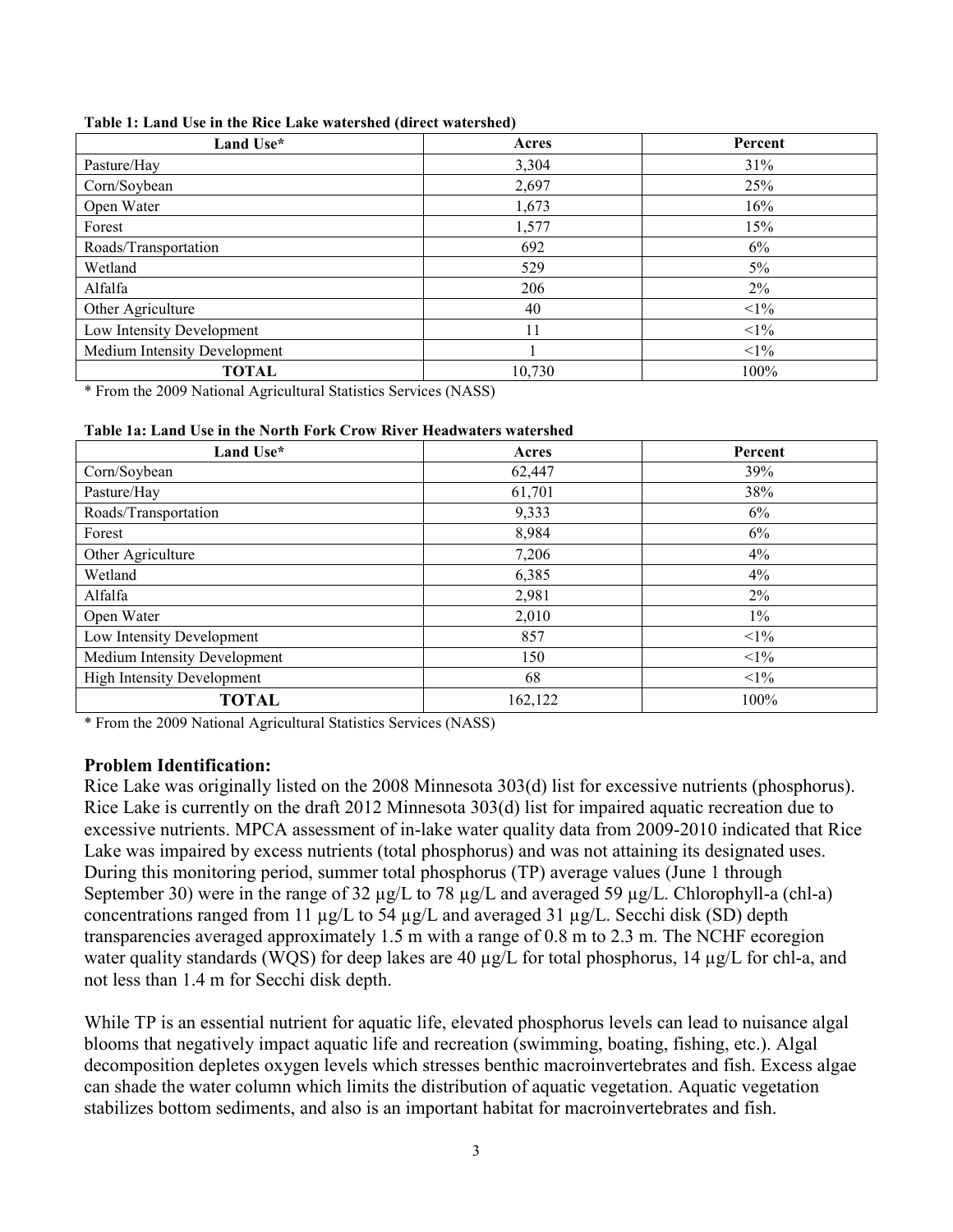**Table 1: Land Use in the Rice Lake watershed (direct watershed)**

| Land Use* | Acres | Percent |
|---|---|---|
| Pasture/Hay | 3,304 | 31% |
| Corn/Soybean | 2,697 | 25% |
| Open Water | 1,673 | 16% |
| Forest | 1,577 | 15% |
| Roads/Transportation | 692 | 6% |
| Wetland | 529 | 5% |
| Alfalfa | 206 | 2% |
| Other Agriculture | 40 | <1% |
| Low Intensity Development | 11 | <1% |
| Medium Intensity Development | 1 | <1% |
| **TOTAL** | 10,730 | 100% |

* From the 2009 National Agricultural Statistics Services (NASS)

**Table 1a: Land Use in the North Fork Crow River Headwaters watershed**

| Land Use* | Acres | Percent |
|---|---|---|
| Corn/Soybean | 62,447 | 39% |
| Pasture/Hay | 61,701 | 38% |
| Roads/Transportation | 9,333 | 6% |
| Forest | 8,984 | 6% |
| Other Agriculture | 7,206 | 4% |
| Wetland | 6,385 | 4% |
| Alfalfa | 2,981 | 2% |
| Open Water | 2,010 | 1% |
| Low Intensity Development | 857 | <1% |
| Medium Intensity Development | 150 | <1% |
| High Intensity Development | 68 | <1% |
| **TOTAL** | 162,122 | 100% |

* From the 2009 National Agricultural Statistics Services (NASS)

### Problem Identification:

Rice Lake was originally listed on the 2008 Minnesota 303(d) list for excessive nutrients (phosphorus). Rice Lake is currently on the draft 2012 Minnesota 303(d) list for impaired aquatic recreation due to excessive nutrients. MPCA assessment of in-lake water quality data from 2009-2010 indicated that Rice Lake was impaired by excess nutrients (total phosphorus) and was not attaining its designated uses. During this monitoring period, summer total phosphorus (TP) average values (June 1 through September 30) were in the range of 32 µg/L to 78 µg/L and averaged 59 µg/L. Chlorophyll-a (chl-a) concentrations ranged from 11 µg/L to 54 µg/L and averaged 31 µg/L. Secchi disk (SD) depth transparencies averaged approximately 1.5 m with a range of 0.8 m to 2.3 m. The NCHF ecoregion water quality standards (WQS) for deep lakes are 40 µg/L for total phosphorus, 14 µg/L for chl-a, and not less than 1.4 m for Secchi disk depth.

While TP is an essential nutrient for aquatic life, elevated phosphorus levels can lead to nuisance algal blooms that negatively impact aquatic life and recreation (swimming, boating, fishing, etc.). Algal decomposition depletes oxygen levels which stresses benthic macroinvertebrates and fish. Excess algae can shade the water column which limits the distribution of aquatic vegetation. Aquatic vegetation stabilizes bottom sediments, and also is an important habitat for macroinvertebrates and fish.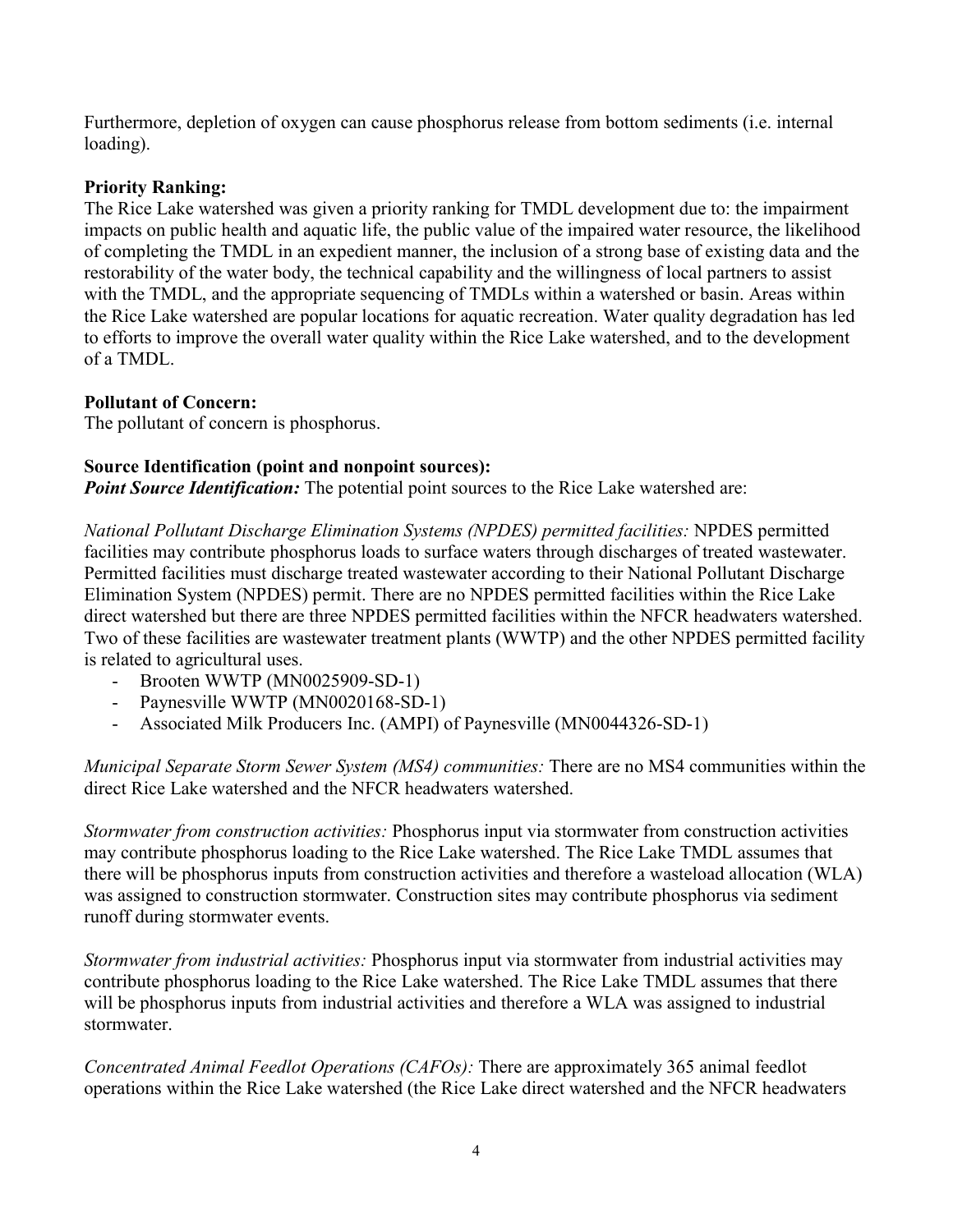Furthermore, depletion of oxygen can cause phosphorus release from bottom sediments (i.e. internal loading).

**Priority Ranking:**
The Rice Lake watershed was given a priority ranking for TMDL development due to: the impairment impacts on public health and aquatic life, the public value of the impaired water resource, the likelihood of completing the TMDL in an expedient manner, the inclusion of a strong base of existing data and the restorability of the water body, the technical capability and the willingness of local partners to assist with the TMDL, and the appropriate sequencing of TMDLs within a watershed or basin. Areas within the Rice Lake watershed are popular locations for aquatic recreation. Water quality degradation has led to efforts to improve the overall water quality within the Rice Lake watershed, and to the development of a TMDL.

**Pollutant of Concern:**
The pollutant of concern is phosphorus.

**Source Identification (point and nonpoint sources):**
***Point Source Identification:*** The potential point sources to the Rice Lake watershed are:

*National Pollutant Discharge Elimination Systems (NPDES) permitted facilities:* NPDES permitted facilities may contribute phosphorus loads to surface waters through discharges of treated wastewater. Permitted facilities must discharge treated wastewater according to their National Pollutant Discharge Elimination System (NPDES) permit. There are no NPDES permitted facilities within the Rice Lake direct watershed but there are three NPDES permitted facilities within the NFCR headwaters watershed. Two of these facilities are wastewater treatment plants (WWTP) and the other NPDES permitted facility is related to agricultural uses.

- Brooten WWTP (MN0025909-SD-1)
- Paynesville WWTP (MN0020168-SD-1)
- Associated Milk Producers Inc. (AMPI) of Paynesville (MN0044326-SD-1)

*Municipal Separate Storm Sewer System (MS4) communities:* There are no MS4 communities within the direct Rice Lake watershed and the NFCR headwaters watershed.

*Stormwater from construction activities:* Phosphorus input via stormwater from construction activities may contribute phosphorus loading to the Rice Lake watershed. The Rice Lake TMDL assumes that there will be phosphorus inputs from construction activities and therefore a wasteload allocation (WLA) was assigned to construction stormwater. Construction sites may contribute phosphorus via sediment runoff during stormwater events.

*Stormwater from industrial activities:* Phosphorus input via stormwater from industrial activities may contribute phosphorus loading to the Rice Lake watershed. The Rice Lake TMDL assumes that there will be phosphorus inputs from industrial activities and therefore a WLA was assigned to industrial stormwater.

*Concentrated Animal Feedlot Operations (CAFOs):* There are approximately 365 animal feedlot operations within the Rice Lake watershed (the Rice Lake direct watershed and the NFCR headwaters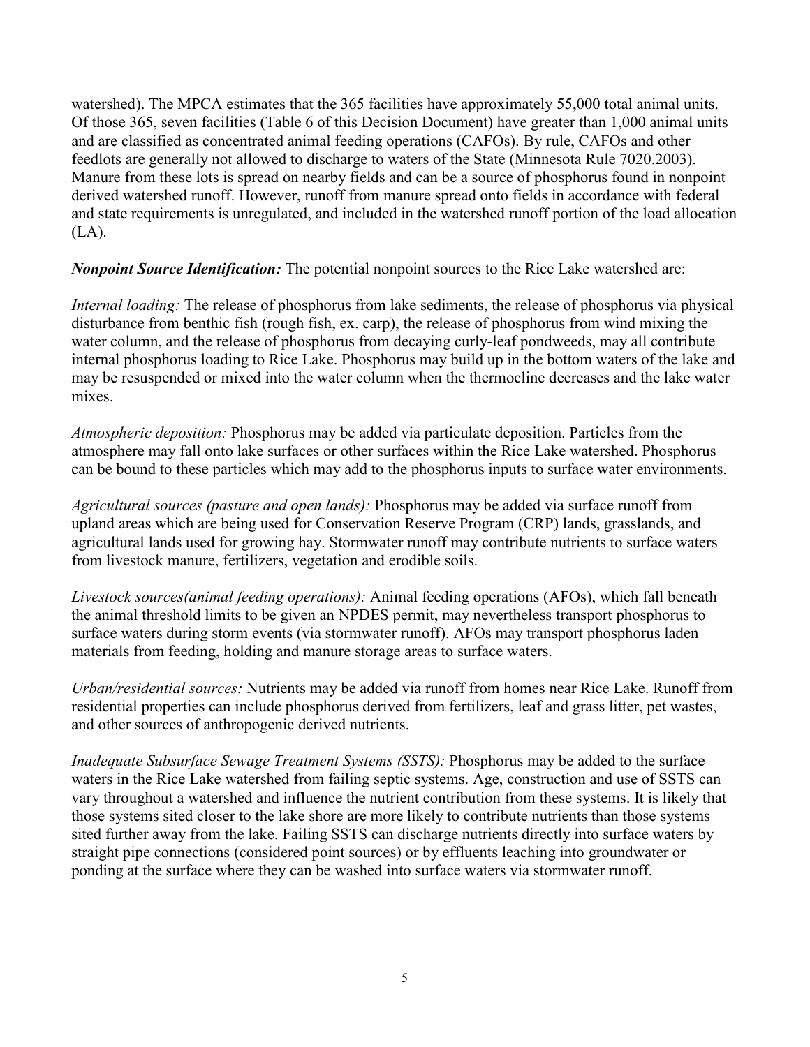watershed). The MPCA estimates that the 365 facilities have approximately 55,000 total animal units. Of those 365, seven facilities (Table 6 of this Decision Document) have greater than 1,000 animal units and are classified as concentrated animal feeding operations (CAFOs). By rule, CAFOs and other feedlots are generally not allowed to discharge to waters of the State (Minnesota Rule 7020.2003). Manure from these lots is spread on nearby fields and can be a source of phosphorus found in nonpoint derived watershed runoff. However, runoff from manure spread onto fields in accordance with federal and state requirements is unregulated, and included in the watershed runoff portion of the load allocation (LA).

***Nonpoint Source Identification:*** The potential nonpoint sources to the Rice Lake watershed are:

*Internal loading:* The release of phosphorus from lake sediments, the release of phosphorus via physical disturbance from benthic fish (rough fish, ex. carp), the release of phosphorus from wind mixing the water column, and the release of phosphorus from decaying curly-leaf pondweeds, may all contribute internal phosphorus loading to Rice Lake. Phosphorus may build up in the bottom waters of the lake and may be resuspended or mixed into the water column when the thermocline decreases and the lake water mixes.

*Atmospheric deposition:* Phosphorus may be added via particulate deposition. Particles from the atmosphere may fall onto lake surfaces or other surfaces within the Rice Lake watershed. Phosphorus can be bound to these particles which may add to the phosphorus inputs to surface water environments.

*Agricultural sources (pasture and open lands):* Phosphorus may be added via surface runoff from upland areas which are being used for Conservation Reserve Program (CRP) lands, grasslands, and agricultural lands used for growing hay. Stormwater runoff may contribute nutrients to surface waters from livestock manure, fertilizers, vegetation and erodible soils.

*Livestock sources(animal feeding operations):* Animal feeding operations (AFOs), which fall beneath the animal threshold limits to be given an NPDES permit, may nevertheless transport phosphorus to surface waters during storm events (via stormwater runoff). AFOs may transport phosphorus laden materials from feeding, holding and manure storage areas to surface waters.

*Urban/residential sources:* Nutrients may be added via runoff from homes near Rice Lake. Runoff from residential properties can include phosphorus derived from fertilizers, leaf and grass litter, pet wastes, and other sources of anthropogenic derived nutrients.

*Inadequate Subsurface Sewage Treatment Systems (SSTS):* Phosphorus may be added to the surface waters in the Rice Lake watershed from failing septic systems. Age, construction and use of SSTS can vary throughout a watershed and influence the nutrient contribution from these systems. It is likely that those systems sited closer to the lake shore are more likely to contribute nutrients than those systems sited further away from the lake. Failing SSTS can discharge nutrients directly into surface waters by straight pipe connections (considered point sources) or by effluents leaching into groundwater or ponding at the surface where they can be washed into surface waters via stormwater runoff.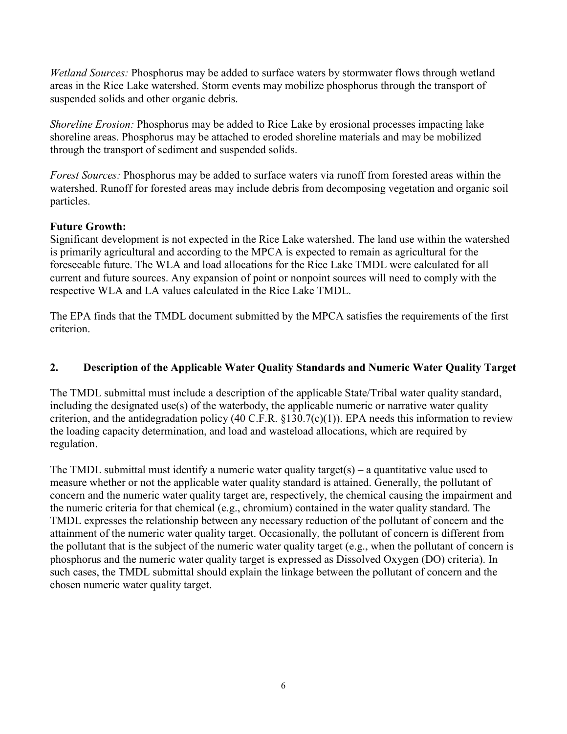*Wetland Sources:* Phosphorus may be added to surface waters by stormwater flows through wetland areas in the Rice Lake watershed. Storm events may mobilize phosphorus through the transport of suspended solids and other organic debris.

*Shoreline Erosion:* Phosphorus may be added to Rice Lake by erosional processes impacting lake shoreline areas. Phosphorus may be attached to eroded shoreline materials and may be mobilized through the transport of sediment and suspended solids.

*Forest Sources:* Phosphorus may be added to surface waters via runoff from forested areas within the watershed. Runoff for forested areas may include debris from decomposing vegetation and organic soil particles.

**Future Growth:**

Significant development is not expected in the Rice Lake watershed. The land use within the watershed is primarily agricultural and according to the MPCA is expected to remain as agricultural for the foreseeable future. The WLA and load allocations for the Rice Lake TMDL were calculated for all current and future sources. Any expansion of point or nonpoint sources will need to comply with the respective WLA and LA values calculated in the Rice Lake TMDL.

The EPA finds that the TMDL document submitted by the MPCA satisfies the requirements of the first criterion.

## 2. Description of the Applicable Water Quality Standards and Numeric Water Quality Target

The TMDL submittal must include a description of the applicable State/Tribal water quality standard, including the designated use(s) of the waterbody, the applicable numeric or narrative water quality criterion, and the antidegradation policy (40 C.F.R. §130.7(c)(1)). EPA needs this information to review the loading capacity determination, and load and wasteload allocations, which are required by regulation.

The TMDL submittal must identify a numeric water quality target(s) – a quantitative value used to measure whether or not the applicable water quality standard is attained. Generally, the pollutant of concern and the numeric water quality target are, respectively, the chemical causing the impairment and the numeric criteria for that chemical (e.g., chromium) contained in the water quality standard. The TMDL expresses the relationship between any necessary reduction of the pollutant of concern and the attainment of the numeric water quality target. Occasionally, the pollutant of concern is different from the pollutant that is the subject of the numeric water quality target (e.g., when the pollutant of concern is phosphorus and the numeric water quality target is expressed as Dissolved Oxygen (DO) criteria). In such cases, the TMDL submittal should explain the linkage between the pollutant of concern and the chosen numeric water quality target.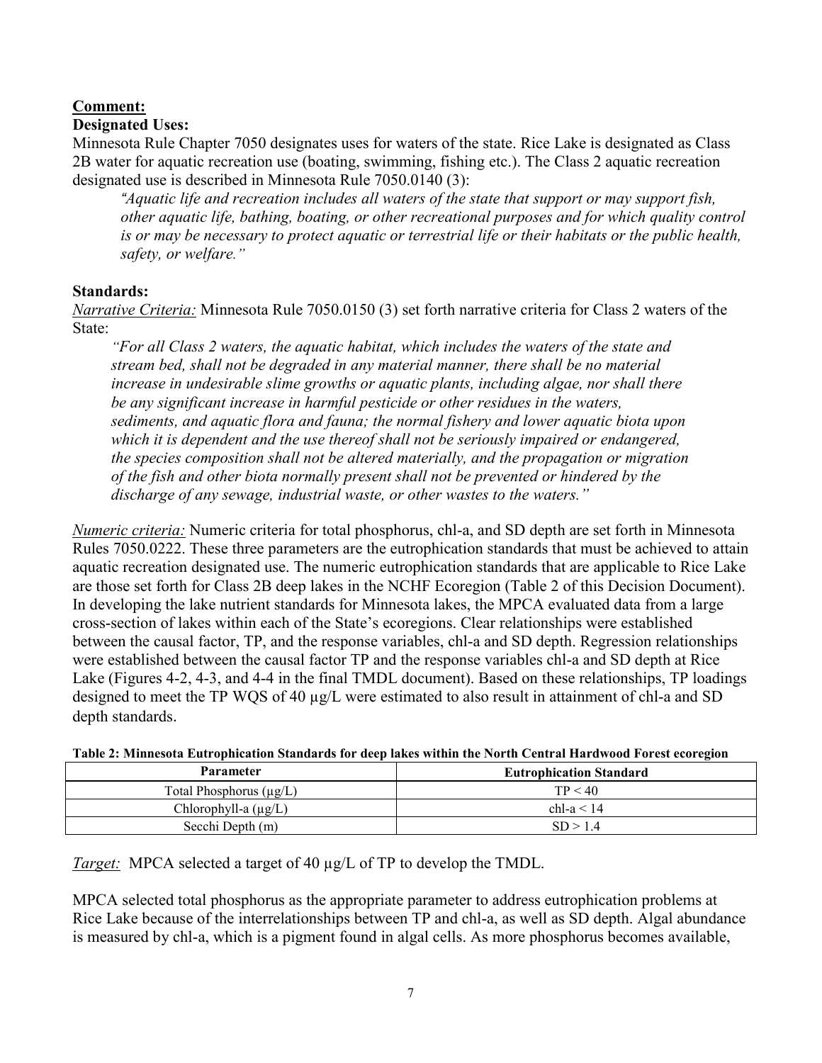**Comment:**

**Designated Uses:**

Minnesota Rule Chapter 7050 designates uses for waters of the state. Rice Lake is designated as Class 2B water for aquatic recreation use (boating, swimming, fishing etc.). The Class 2 aquatic recreation designated use is described in Minnesota Rule 7050.0140 (3):

> *"Aquatic life and recreation includes all waters of the state that support or may support fish, other aquatic life, bathing, boating, or other recreational purposes and for which quality control is or may be necessary to protect aquatic or terrestrial life or their habitats or the public health, safety, or welfare."*

**Standards:**

*Narrative Criteria:* Minnesota Rule 7050.0150 (3) set forth narrative criteria for Class 2 waters of the State:

> *"For all Class 2 waters, the aquatic habitat, which includes the waters of the state and stream bed, shall not be degraded in any material manner, there shall be no material increase in undesirable slime growths or aquatic plants, including algae, nor shall there be any significant increase in harmful pesticide or other residues in the waters, sediments, and aquatic flora and fauna; the normal fishery and lower aquatic biota upon which it is dependent and the use thereof shall not be seriously impaired or endangered, the species composition shall not be altered materially, and the propagation or migration of the fish and other biota normally present shall not be prevented or hindered by the discharge of any sewage, industrial waste, or other wastes to the waters."*

*Numeric criteria:* Numeric criteria for total phosphorus, chl-a, and SD depth are set forth in Minnesota Rules 7050.0222. These three parameters are the eutrophication standards that must be achieved to attain aquatic recreation designated use. The numeric eutrophication standards that are applicable to Rice Lake are those set forth for Class 2B deep lakes in the NCHF Ecoregion (Table 2 of this Decision Document). In developing the lake nutrient standards for Minnesota lakes, the MPCA evaluated data from a large cross-section of lakes within each of the State's ecoregions. Clear relationships were established between the causal factor, TP, and the response variables, chl-a and SD depth. Regression relationships were established between the causal factor TP and the response variables chl-a and SD depth at Rice Lake (Figures 4-2, 4-3, and 4-4 in the final TMDL document). Based on these relationships, TP loadings designed to meet the TP WQS of 40 µg/L were estimated to also result in attainment of chl-a and SD depth standards.

**Table 2: Minnesota Eutrophication Standards for deep lakes within the North Central Hardwood Forest ecoregion**

| Parameter | Eutrophication Standard |
|---|---|
| Total Phosphorus (µg/L) | TP < 40 |
| Chlorophyll-a (µg/L) | chl-a < 14 |
| Secchi Depth (m) | SD > 1.4 |

*Target:* MPCA selected a target of 40 µg/L of TP to develop the TMDL.

MPCA selected total phosphorus as the appropriate parameter to address eutrophication problems at Rice Lake because of the interrelationships between TP and chl-a, as well as SD depth. Algal abundance is measured by chl-a, which is a pigment found in algal cells. As more phosphorus becomes available,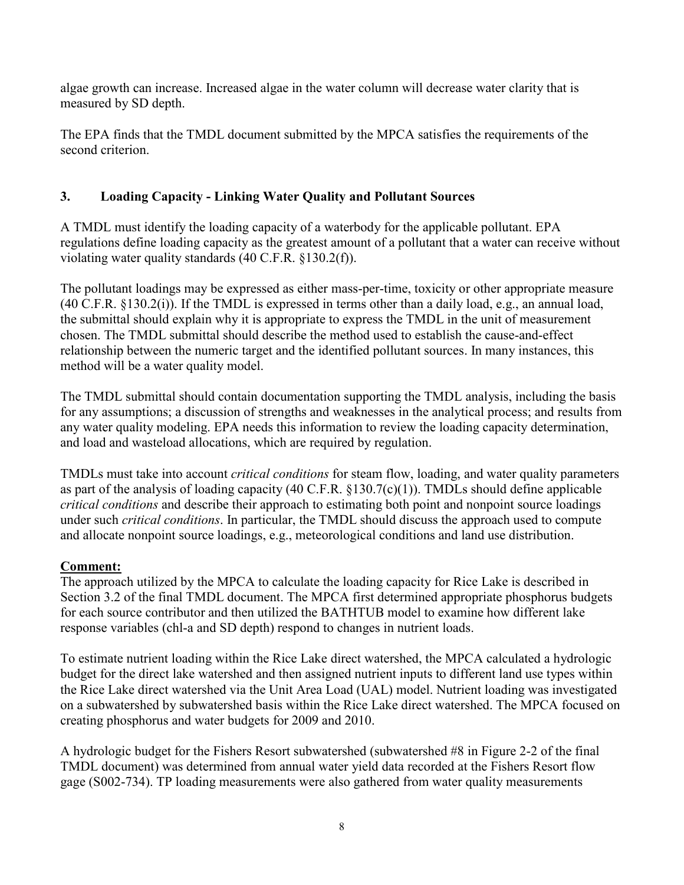algae growth can increase. Increased algae in the water column will decrease water clarity that is measured by SD depth.

The EPA finds that the TMDL document submitted by the MPCA satisfies the requirements of the second criterion.

### 3. Loading Capacity - Linking Water Quality and Pollutant Sources

A TMDL must identify the loading capacity of a waterbody for the applicable pollutant. EPA regulations define loading capacity as the greatest amount of a pollutant that a water can receive without violating water quality standards (40 C.F.R. §130.2(f)).

The pollutant loadings may be expressed as either mass-per-time, toxicity or other appropriate measure (40 C.F.R. §130.2(i)). If the TMDL is expressed in terms other than a daily load, e.g., an annual load, the submittal should explain why it is appropriate to express the TMDL in the unit of measurement chosen. The TMDL submittal should describe the method used to establish the cause-and-effect relationship between the numeric target and the identified pollutant sources. In many instances, this method will be a water quality model.

The TMDL submittal should contain documentation supporting the TMDL analysis, including the basis for any assumptions; a discussion of strengths and weaknesses in the analytical process; and results from any water quality modeling. EPA needs this information to review the loading capacity determination, and load and wasteload allocations, which are required by regulation.

TMDLs must take into account *critical conditions* for steam flow, loading, and water quality parameters as part of the analysis of loading capacity (40 C.F.R. §130.7(c)(1)). TMDLs should define applicable *critical conditions* and describe their approach to estimating both point and nonpoint source loadings under such *critical conditions*. In particular, the TMDL should discuss the approach used to compute and allocate nonpoint source loadings, e.g., meteorological conditions and land use distribution.

**Comment:**

The approach utilized by the MPCA to calculate the loading capacity for Rice Lake is described in Section 3.2 of the final TMDL document. The MPCA first determined appropriate phosphorus budgets for each source contributor and then utilized the BATHTUB model to examine how different lake response variables (chl-a and SD depth) respond to changes in nutrient loads.

To estimate nutrient loading within the Rice Lake direct watershed, the MPCA calculated a hydrologic budget for the direct lake watershed and then assigned nutrient inputs to different land use types within the Rice Lake direct watershed via the Unit Area Load (UAL) model. Nutrient loading was investigated on a subwatershed by subwatershed basis within the Rice Lake direct watershed. The MPCA focused on creating phosphorus and water budgets for 2009 and 2010.

A hydrologic budget for the Fishers Resort subwatershed (subwatershed #8 in Figure 2-2 of the final TMDL document) was determined from annual water yield data recorded at the Fishers Resort flow gage (S002-734). TP loading measurements were also gathered from water quality measurements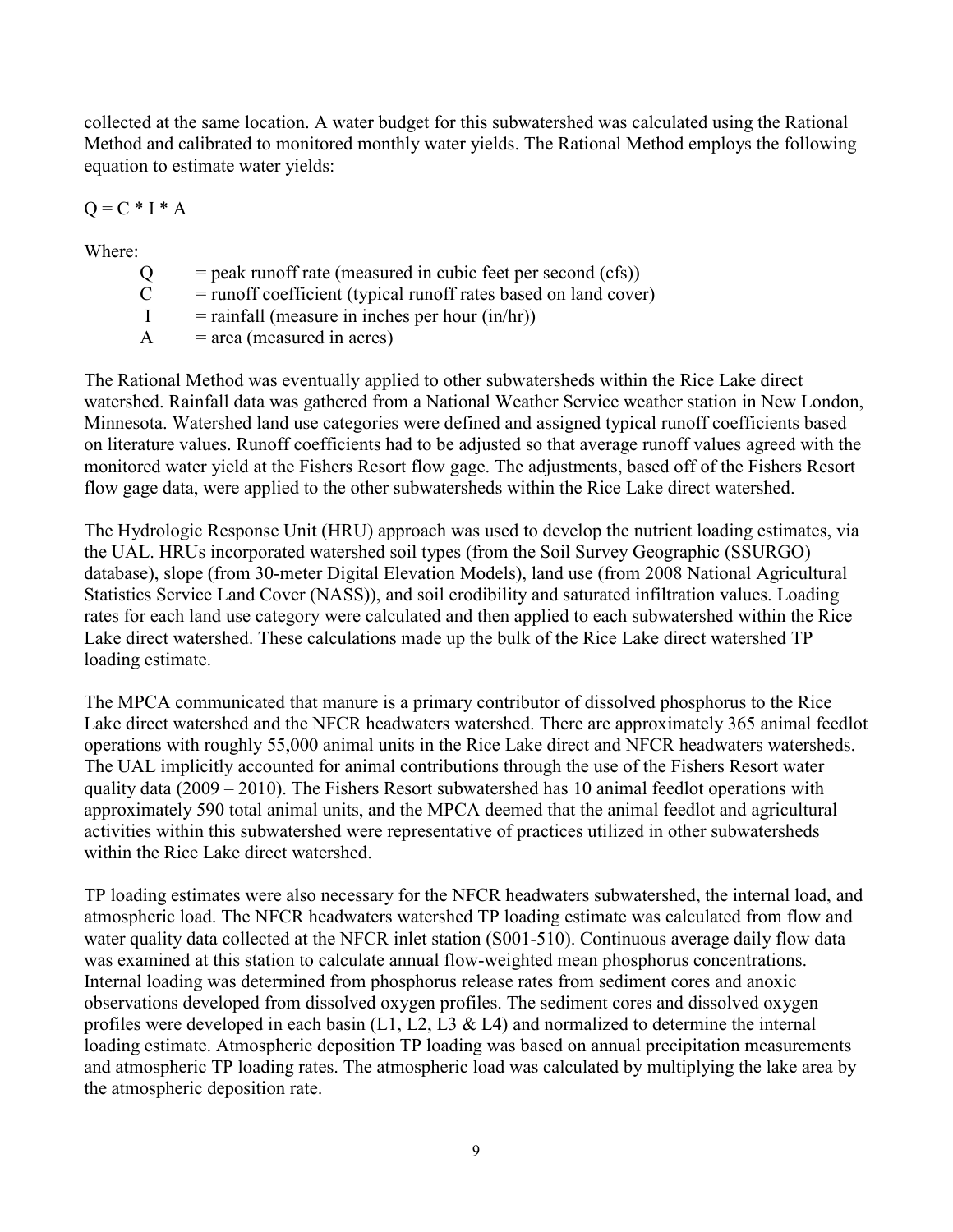collected at the same location. A water budget for this subwatershed was calculated using the Rational Method and calibrated to monitored monthly water yields. The Rational Method employs the following equation to estimate water yields:

$$Q = C * I * A$$

Where:

- Q = peak runoff rate (measured in cubic feet per second (cfs))
- C = runoff coefficient (typical runoff rates based on land cover)
- I = rainfall (measure in inches per hour (in/hr))
- A = area (measured in acres)

The Rational Method was eventually applied to other subwatersheds within the Rice Lake direct watershed. Rainfall data was gathered from a National Weather Service weather station in New London, Minnesota. Watershed land use categories were defined and assigned typical runoff coefficients based on literature values. Runoff coefficients had to be adjusted so that average runoff values agreed with the monitored water yield at the Fishers Resort flow gage. The adjustments, based off of the Fishers Resort flow gage data, were applied to the other subwatersheds within the Rice Lake direct watershed.

The Hydrologic Response Unit (HRU) approach was used to develop the nutrient loading estimates, via the UAL. HRUs incorporated watershed soil types (from the Soil Survey Geographic (SSURGO) database), slope (from 30-meter Digital Elevation Models), land use (from 2008 National Agricultural Statistics Service Land Cover (NASS)), and soil erodibility and saturated infiltration values. Loading rates for each land use category were calculated and then applied to each subwatershed within the Rice Lake direct watershed. These calculations made up the bulk of the Rice Lake direct watershed TP loading estimate.

The MPCA communicated that manure is a primary contributor of dissolved phosphorus to the Rice Lake direct watershed and the NFCR headwaters watershed. There are approximately 365 animal feedlot operations with roughly 55,000 animal units in the Rice Lake direct and NFCR headwaters watersheds. The UAL implicitly accounted for animal contributions through the use of the Fishers Resort water quality data (2009 – 2010). The Fishers Resort subwatershed has 10 animal feedlot operations with approximately 590 total animal units, and the MPCA deemed that the animal feedlot and agricultural activities within this subwatershed were representative of practices utilized in other subwatersheds within the Rice Lake direct watershed.

TP loading estimates were also necessary for the NFCR headwaters subwatershed, the internal load, and atmospheric load. The NFCR headwaters watershed TP loading estimate was calculated from flow and water quality data collected at the NFCR inlet station (S001-510). Continuous average daily flow data was examined at this station to calculate annual flow-weighted mean phosphorus concentrations. Internal loading was determined from phosphorus release rates from sediment cores and anoxic observations developed from dissolved oxygen profiles. The sediment cores and dissolved oxygen profiles were developed in each basin (L1, L2, L3 & L4) and normalized to determine the internal loading estimate. Atmospheric deposition TP loading was based on annual precipitation measurements and atmospheric TP loading rates. The atmospheric load was calculated by multiplying the lake area by the atmospheric deposition rate.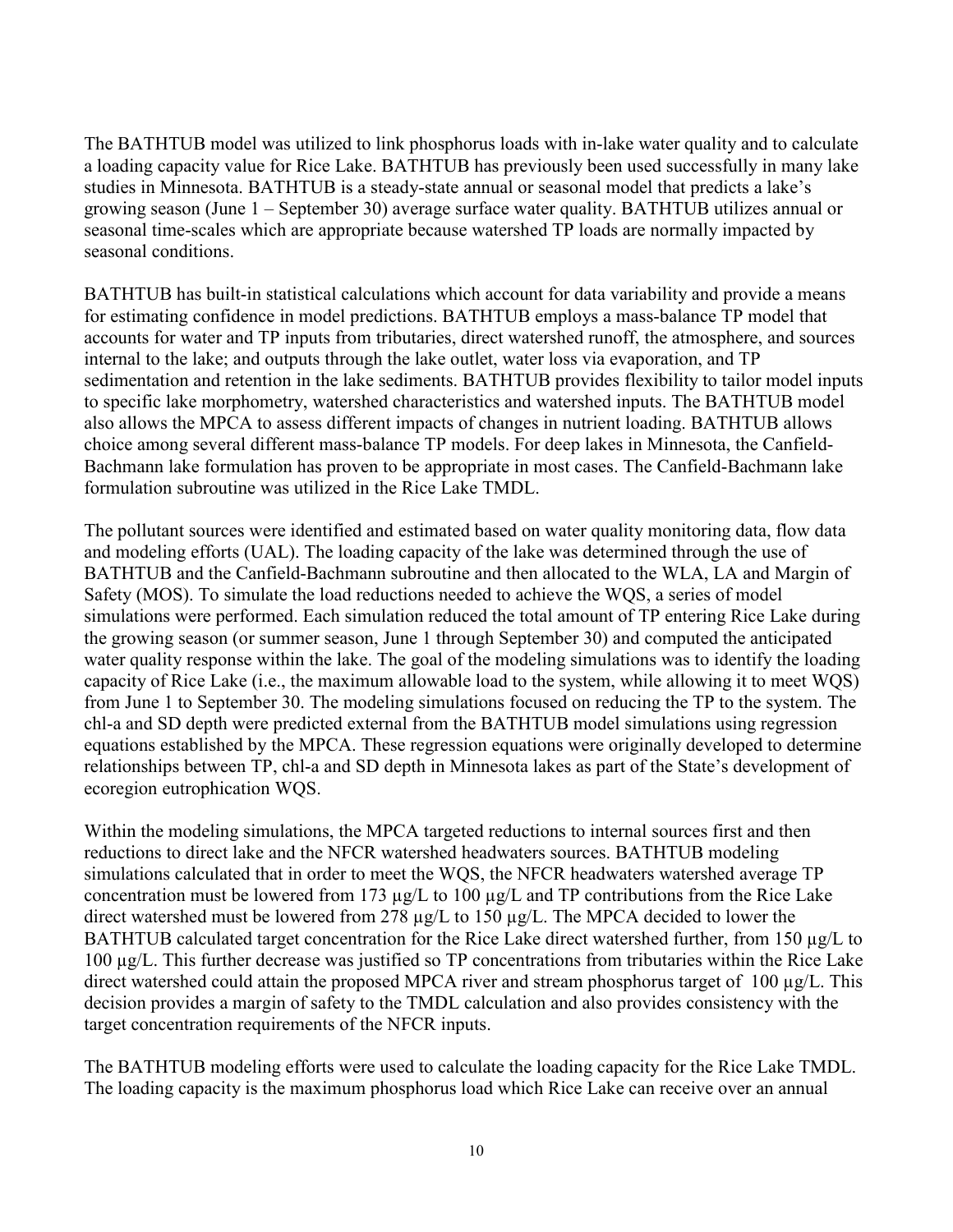The BATHTUB model was utilized to link phosphorus loads with in-lake water quality and to calculate a loading capacity value for Rice Lake. BATHTUB has previously been used successfully in many lake studies in Minnesota. BATHTUB is a steady-state annual or seasonal model that predicts a lake's growing season (June 1 – September 30) average surface water quality. BATHTUB utilizes annual or seasonal time-scales which are appropriate because watershed TP loads are normally impacted by seasonal conditions.

BATHTUB has built-in statistical calculations which account for data variability and provide a means for estimating confidence in model predictions. BATHTUB employs a mass-balance TP model that accounts for water and TP inputs from tributaries, direct watershed runoff, the atmosphere, and sources internal to the lake; and outputs through the lake outlet, water loss via evaporation, and TP sedimentation and retention in the lake sediments. BATHTUB provides flexibility to tailor model inputs to specific lake morphometry, watershed characteristics and watershed inputs. The BATHTUB model also allows the MPCA to assess different impacts of changes in nutrient loading. BATHTUB allows choice among several different mass-balance TP models. For deep lakes in Minnesota, the Canfield-Bachmann lake formulation has proven to be appropriate in most cases. The Canfield-Bachmann lake formulation subroutine was utilized in the Rice Lake TMDL.

The pollutant sources were identified and estimated based on water quality monitoring data, flow data and modeling efforts (UAL). The loading capacity of the lake was determined through the use of BATHTUB and the Canfield-Bachmann subroutine and then allocated to the WLA, LA and Margin of Safety (MOS). To simulate the load reductions needed to achieve the WQS, a series of model simulations were performed. Each simulation reduced the total amount of TP entering Rice Lake during the growing season (or summer season, June 1 through September 30) and computed the anticipated water quality response within the lake. The goal of the modeling simulations was to identify the loading capacity of Rice Lake (i.e., the maximum allowable load to the system, while allowing it to meet WQS) from June 1 to September 30. The modeling simulations focused on reducing the TP to the system. The chl-a and SD depth were predicted external from the BATHTUB model simulations using regression equations established by the MPCA. These regression equations were originally developed to determine relationships between TP, chl-a and SD depth in Minnesota lakes as part of the State's development of ecoregion eutrophication WQS.

Within the modeling simulations, the MPCA targeted reductions to internal sources first and then reductions to direct lake and the NFCR watershed headwaters sources. BATHTUB modeling simulations calculated that in order to meet the WQS, the NFCR headwaters watershed average TP concentration must be lowered from 173 µg/L to 100 µg/L and TP contributions from the Rice Lake direct watershed must be lowered from 278 µg/L to 150 µg/L. The MPCA decided to lower the BATHTUB calculated target concentration for the Rice Lake direct watershed further, from 150 µg/L to 100 µg/L. This further decrease was justified so TP concentrations from tributaries within the Rice Lake direct watershed could attain the proposed MPCA river and stream phosphorus target of 100 µg/L. This decision provides a margin of safety to the TMDL calculation and also provides consistency with the target concentration requirements of the NFCR inputs.

The BATHTUB modeling efforts were used to calculate the loading capacity for the Rice Lake TMDL. The loading capacity is the maximum phosphorus load which Rice Lake can receive over an annual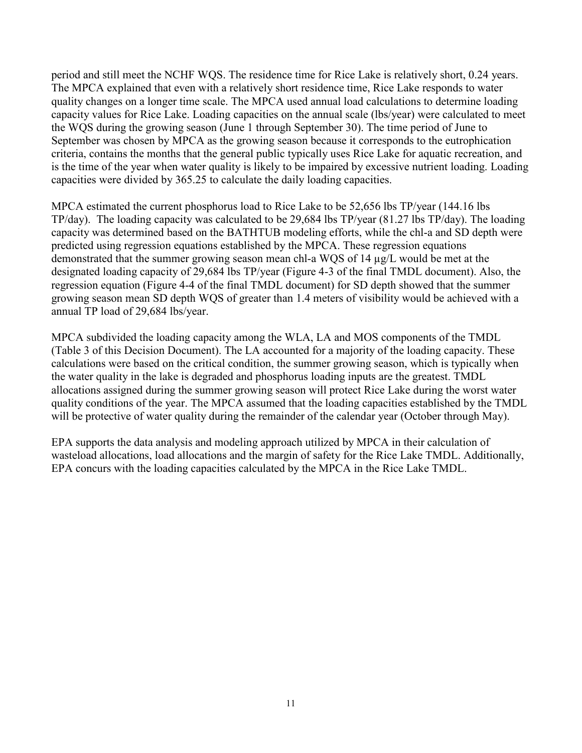period and still meet the NCHF WQS. The residence time for Rice Lake is relatively short, 0.24 years. The MPCA explained that even with a relatively short residence time, Rice Lake responds to water quality changes on a longer time scale. The MPCA used annual load calculations to determine loading capacity values for Rice Lake. Loading capacities on the annual scale (lbs/year) were calculated to meet the WQS during the growing season (June 1 through September 30). The time period of June to September was chosen by MPCA as the growing season because it corresponds to the eutrophication criteria, contains the months that the general public typically uses Rice Lake for aquatic recreation, and is the time of the year when water quality is likely to be impaired by excessive nutrient loading. Loading capacities were divided by 365.25 to calculate the daily loading capacities.

MPCA estimated the current phosphorus load to Rice Lake to be 52,656 lbs TP/year (144.16 lbs TP/day). The loading capacity was calculated to be 29,684 lbs TP/year (81.27 lbs TP/day). The loading capacity was determined based on the BATHTUB modeling efforts, while the chl-a and SD depth were predicted using regression equations established by the MPCA. These regression equations demonstrated that the summer growing season mean chl-a WQS of 14 µg/L would be met at the designated loading capacity of 29,684 lbs TP/year (Figure 4-3 of the final TMDL document). Also, the regression equation (Figure 4-4 of the final TMDL document) for SD depth showed that the summer growing season mean SD depth WQS of greater than 1.4 meters of visibility would be achieved with a annual TP load of 29,684 lbs/year.

MPCA subdivided the loading capacity among the WLA, LA and MOS components of the TMDL (Table 3 of this Decision Document). The LA accounted for a majority of the loading capacity. These calculations were based on the critical condition, the summer growing season, which is typically when the water quality in the lake is degraded and phosphorus loading inputs are the greatest. TMDL allocations assigned during the summer growing season will protect Rice Lake during the worst water quality conditions of the year. The MPCA assumed that the loading capacities established by the TMDL will be protective of water quality during the remainder of the calendar year (October through May).

EPA supports the data analysis and modeling approach utilized by MPCA in their calculation of wasteload allocations, load allocations and the margin of safety for the Rice Lake TMDL. Additionally, EPA concurs with the loading capacities calculated by the MPCA in the Rice Lake TMDL.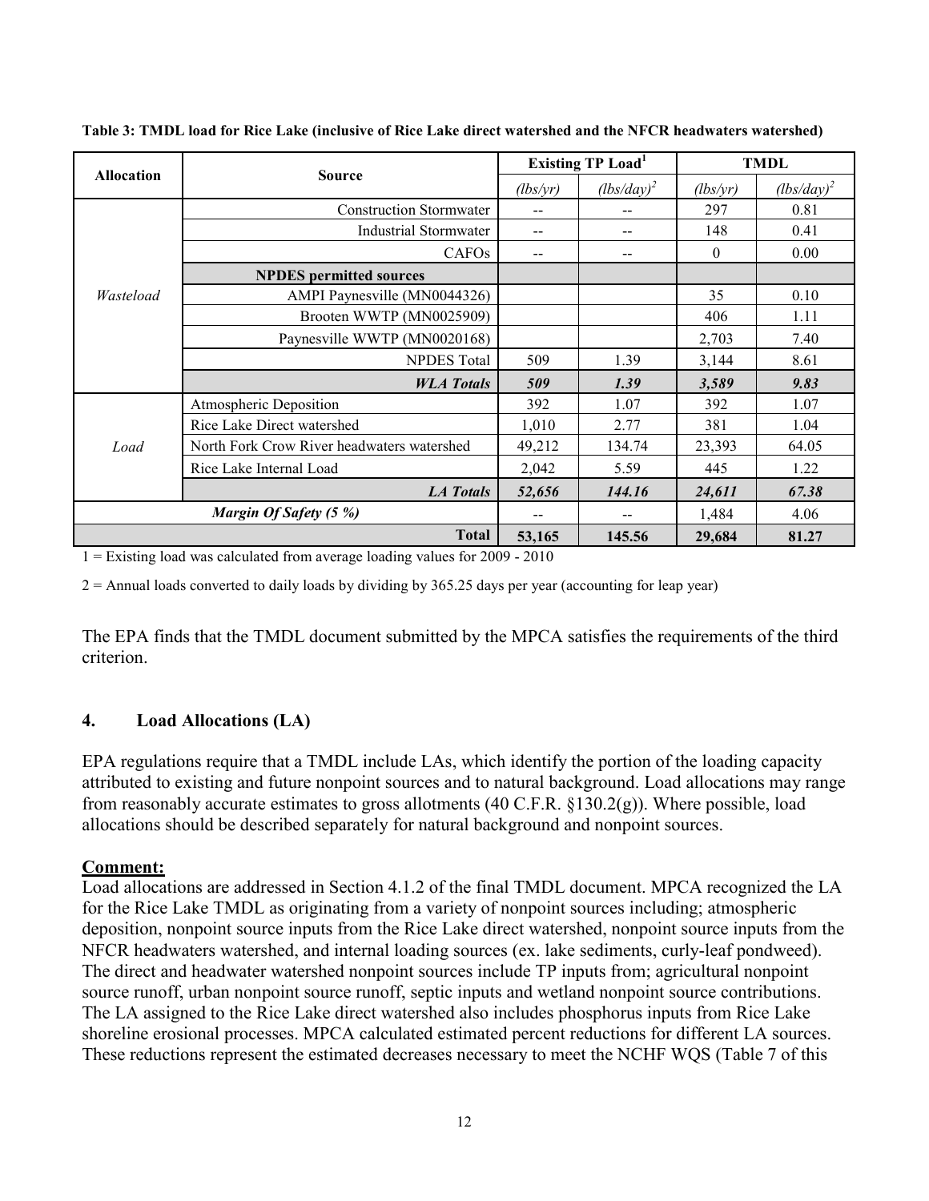**Table 3: TMDL load for Rice Lake (inclusive of Rice Lake direct watershed and the NFCR headwaters watershed)**

| Allocation | Source | Existing TP Load[1] | | TMDL | |
|---|---|---|---|---|---|
| | | *(lbs/yr)* | *(lbs/day)*[2] | *(lbs/yr)* | *(lbs/day)*[2] |
| *Wasteload* | Construction Stormwater | -- | -- | 297 | 0.81 |
| | Industrial Stormwater | -- | -- | 148 | 0.41 |
| | CAFOs | -- | -- | 0 | 0.00 |
| | **NPDES permitted sources** | | | | |
| | AMPI Paynesville (MN0044326) | | | 35 | 0.10 |
| | Brooten WWTP (MN0025909) | | | 406 | 1.11 |
| | Paynesville WWTP (MN0020168) | | | 2,703 | 7.40 |
| | NPDES Total | 509 | 1.39 | 3,144 | 8.61 |
| | ***WLA Totals*** | ***509*** | ***1.39*** | ***3,589*** | ***9.83*** |
| *Load* | Atmospheric Deposition | 392 | 1.07 | 392 | 1.07 |
| | Rice Lake Direct watershed | 1,010 | 2.77 | 381 | 1.04 |
| | North Fork Crow River headwaters watershed | 49,212 | 134.74 | 23,393 | 64.05 |
| | Rice Lake Internal Load | 2,042 | 5.59 | 445 | 1.22 |
| | ***LA Totals*** | ***52,656*** | ***144.16*** | ***24,611*** | ***67.38*** |
| ***Margin Of Safety (5 %)*** | | -- | -- | 1,484 | 4.06 |
| **Total** | | **53,165** | **145.56** | **29,684** | **81.27** |

1 = Existing load was calculated from average loading values for 2009 - 2010

2 = Annual loads converted to daily loads by dividing by 365.25 days per year (accounting for leap year)

The EPA finds that the TMDL document submitted by the MPCA satisfies the requirements of the third criterion.

## 4. Load Allocations (LA)

EPA regulations require that a TMDL include LAs, which identify the portion of the loading capacity attributed to existing and future nonpoint sources and to natural background. Load allocations may range from reasonably accurate estimates to gross allotments (40 C.F.R. §130.2(g)). Where possible, load allocations should be described separately for natural background and nonpoint sources.

**Comment:**

Load allocations are addressed in Section 4.1.2 of the final TMDL document. MPCA recognized the LA for the Rice Lake TMDL as originating from a variety of nonpoint sources including; atmospheric deposition, nonpoint source inputs from the Rice Lake direct watershed, nonpoint source inputs from the NFCR headwaters watershed, and internal loading sources (ex. lake sediments, curly-leaf pondweed). The direct and headwater watershed nonpoint sources include TP inputs from; agricultural nonpoint source runoff, urban nonpoint source runoff, septic inputs and wetland nonpoint source contributions. The LA assigned to the Rice Lake direct watershed also includes phosphorus inputs from Rice Lake shoreline erosional processes. MPCA calculated estimated percent reductions for different LA sources. These reductions represent the estimated decreases necessary to meet the NCHF WQS (Table 7 of this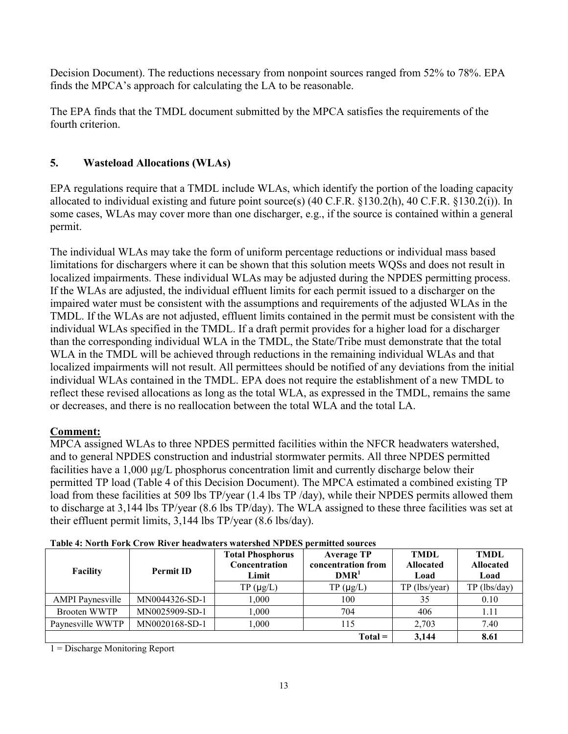Decision Document). The reductions necessary from nonpoint sources ranged from 52% to 78%. EPA finds the MPCA's approach for calculating the LA to be reasonable.

The EPA finds that the TMDL document submitted by the MPCA satisfies the requirements of the fourth criterion.

## 5. Wasteload Allocations (WLAs)

EPA regulations require that a TMDL include WLAs, which identify the portion of the loading capacity allocated to individual existing and future point source(s) (40 C.F.R. §130.2(h), 40 C.F.R. §130.2(i)). In some cases, WLAs may cover more than one discharger, e.g., if the source is contained within a general permit.

The individual WLAs may take the form of uniform percentage reductions or individual mass based limitations for dischargers where it can be shown that this solution meets WQSs and does not result in localized impairments. These individual WLAs may be adjusted during the NPDES permitting process. If the WLAs are adjusted, the individual effluent limits for each permit issued to a discharger on the impaired water must be consistent with the assumptions and requirements of the adjusted WLAs in the TMDL. If the WLAs are not adjusted, effluent limits contained in the permit must be consistent with the individual WLAs specified in the TMDL. If a draft permit provides for a higher load for a discharger than the corresponding individual WLA in the TMDL, the State/Tribe must demonstrate that the total WLA in the TMDL will be achieved through reductions in the remaining individual WLAs and that localized impairments will not result. All permittees should be notified of any deviations from the initial individual WLAs contained in the TMDL. EPA does not require the establishment of a new TMDL to reflect these revised allocations as long as the total WLA, as expressed in the TMDL, remains the same or decreases, and there is no reallocation between the total WLA and the total LA.

**Comment:**

MPCA assigned WLAs to three NPDES permitted facilities within the NFCR headwaters watershed, and to general NPDES construction and industrial stormwater permits. All three NPDES permitted facilities have a 1,000 µg/L phosphorus concentration limit and currently discharge below their permitted TP load (Table 4 of this Decision Document). The MPCA estimated a combined existing TP load from these facilities at 509 lbs TP/year (1.4 lbs TP /day), while their NPDES permits allowed them to discharge at 3,144 lbs TP/year (8.6 lbs TP/day). The WLA assigned to these three facilities was set at their effluent permit limits, 3,144 lbs TP/year (8.6 lbs/day).

**Table 4: North Fork Crow River headwaters watershed NPDES permitted sources**

| Facility | Permit ID | Total Phosphorus Concentration Limit | Average TP concentration from DMR[1] | TMDL Allocated Load | TMDL Allocated Load |
|---|---|---|---|---|---|
| | | TP (µg/L) | TP (µg/L) | TP (lbs/year) | TP (lbs/day) |
| AMPI Paynesville | MN0044326-SD-1 | 1,000 | 100 | 35 | 0.10 |
| Brooten WWTP | MN0025909-SD-1 | 1,000 | 704 | 406 | 1.11 |
| Paynesville WWTP | MN0020168-SD-1 | 1,000 | 115 | 2,703 | 7.40 |
| | | | **Total =** | **3,144** | **8.61** |

1 = Discharge Monitoring Report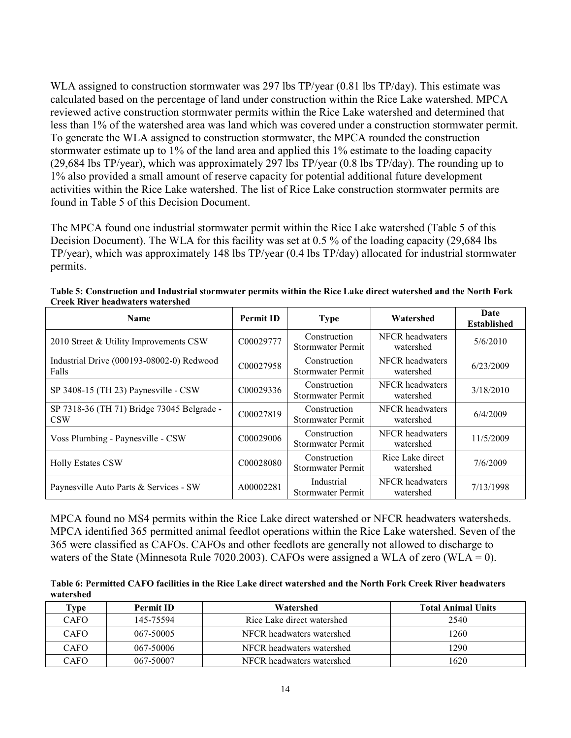WLA assigned to construction stormwater was 297 lbs TP/year (0.81 lbs TP/day). This estimate was calculated based on the percentage of land under construction within the Rice Lake watershed. MPCA reviewed active construction stormwater permits within the Rice Lake watershed and determined that less than 1% of the watershed area was land which was covered under a construction stormwater permit. To generate the WLA assigned to construction stormwater, the MPCA rounded the construction stormwater estimate up to 1% of the land area and applied this 1% estimate to the loading capacity (29,684 lbs TP/year), which was approximately 297 lbs TP/year (0.8 lbs TP/day). The rounding up to 1% also provided a small amount of reserve capacity for potential additional future development activities within the Rice Lake watershed. The list of Rice Lake construction stormwater permits are found in Table 5 of this Decision Document.

The MPCA found one industrial stormwater permit within the Rice Lake watershed (Table 5 of this Decision Document). The WLA for this facility was set at 0.5 % of the loading capacity (29,684 lbs TP/year), which was approximately 148 lbs TP/year (0.4 lbs TP/day) allocated for industrial stormwater permits.

**Table 5: Construction and Industrial stormwater permits within the Rice Lake direct watershed and the North Fork Creek River headwaters watershed**

| Name | Permit ID | Type | Watershed | Date Established |
|---|---|---|---|---|
| 2010 Street & Utility Improvements CSW | C00029777 | Construction Stormwater Permit | NFCR headwaters watershed | 5/6/2010 |
| Industrial Drive (000193-08002-0) Redwood Falls | C00027958 | Construction Stormwater Permit | NFCR headwaters watershed | 6/23/2009 |
| SP 3408-15 (TH 23) Paynesville - CSW | C00029336 | Construction Stormwater Permit | NFCR headwaters watershed | 3/18/2010 |
| SP 7318-36 (TH 71) Bridge 73045 Belgrade - CSW | C00027819 | Construction Stormwater Permit | NFCR headwaters watershed | 6/4/2009 |
| Voss Plumbing - Paynesville - CSW | C00029006 | Construction Stormwater Permit | NFCR headwaters watershed | 11/5/2009 |
| Holly Estates CSW | C00028080 | Construction Stormwater Permit | Rice Lake direct watershed | 7/6/2009 |
| Paynesville Auto Parts & Services - SW | A00002281 | Industrial Stormwater Permit | NFCR headwaters watershed | 7/13/1998 |

MPCA found no MS4 permits within the Rice Lake direct watershed or NFCR headwaters watersheds. MPCA identified 365 permitted animal feedlot operations within the Rice Lake watershed. Seven of the 365 were classified as CAFOs. CAFOs and other feedlots are generally not allowed to discharge to waters of the State (Minnesota Rule 7020.2003). CAFOs were assigned a WLA of zero (WLA = 0).

**Table 6: Permitted CAFO facilities in the Rice Lake direct watershed and the North Fork Creek River headwaters watershed**

| Type | Permit ID | Watershed | Total Animal Units |
|---|---|---|---|
| CAFO | 145-75594 | Rice Lake direct watershed | 2540 |
| CAFO | 067-50005 | NFCR headwaters watershed | 1260 |
| CAFO | 067-50006 | NFCR headwaters watershed | 1290 |
| CAFO | 067-50007 | NFCR headwaters watershed | 1620 |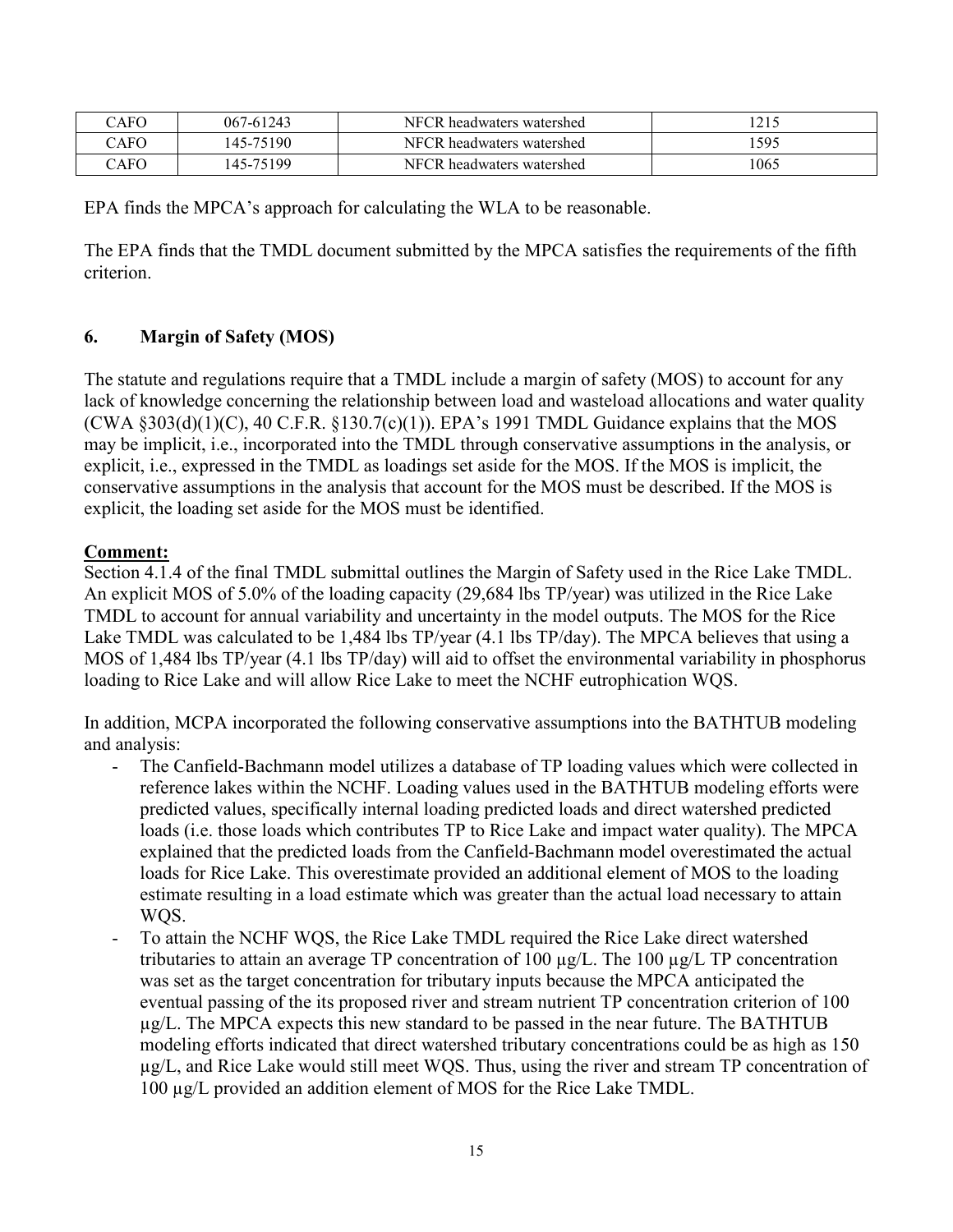| CAFO | 067-61243 | NFCR headwaters watershed | 1215 |
|---|---|---|---|
| CAFO | 145-75190 | NFCR headwaters watershed | 1595 |
| CAFO | 145-75199 | NFCR headwaters watershed | 1065 |

EPA finds the MPCA's approach for calculating the WLA to be reasonable.

The EPA finds that the TMDL document submitted by the MPCA satisfies the requirements of the fifth criterion.

## 6. Margin of Safety (MOS)

The statute and regulations require that a TMDL include a margin of safety (MOS) to account for any lack of knowledge concerning the relationship between load and wasteload allocations and water quality (CWA §303(d)(1)(C), 40 C.F.R. §130.7(c)(1)). EPA's 1991 TMDL Guidance explains that the MOS may be implicit, i.e., incorporated into the TMDL through conservative assumptions in the analysis, or explicit, i.e., expressed in the TMDL as loadings set aside for the MOS. If the MOS is implicit, the conservative assumptions in the analysis that account for the MOS must be described. If the MOS is explicit, the loading set aside for the MOS must be identified.

**Comment:**

Section 4.1.4 of the final TMDL submittal outlines the Margin of Safety used in the Rice Lake TMDL. An explicit MOS of 5.0% of the loading capacity (29,684 lbs TP/year) was utilized in the Rice Lake TMDL to account for annual variability and uncertainty in the model outputs. The MOS for the Rice Lake TMDL was calculated to be 1,484 lbs TP/year (4.1 lbs TP/day). The MPCA believes that using a MOS of 1,484 lbs TP/year (4.1 lbs TP/day) will aid to offset the environmental variability in phosphorus loading to Rice Lake and will allow Rice Lake to meet the NCHF eutrophication WQS.

In addition, MCPA incorporated the following conservative assumptions into the BATHTUB modeling and analysis:

- The Canfield-Bachmann model utilizes a database of TP loading values which were collected in reference lakes within the NCHF. Loading values used in the BATHTUB modeling efforts were predicted values, specifically internal loading predicted loads and direct watershed predicted loads (i.e. those loads which contributes TP to Rice Lake and impact water quality). The MPCA explained that the predicted loads from the Canfield-Bachmann model overestimated the actual loads for Rice Lake. This overestimate provided an additional element of MOS to the loading estimate resulting in a load estimate which was greater than the actual load necessary to attain WQS.
- To attain the NCHF WQS, the Rice Lake TMDL required the Rice Lake direct watershed tributaries to attain an average TP concentration of 100 µg/L. The 100 µg/L TP concentration was set as the target concentration for tributary inputs because the MPCA anticipated the eventual passing of the its proposed river and stream nutrient TP concentration criterion of 100 µg/L. The MPCA expects this new standard to be passed in the near future. The BATHTUB modeling efforts indicated that direct watershed tributary concentrations could be as high as 150 µg/L, and Rice Lake would still meet WQS. Thus, using the river and stream TP concentration of 100 µg/L provided an addition element of MOS for the Rice Lake TMDL.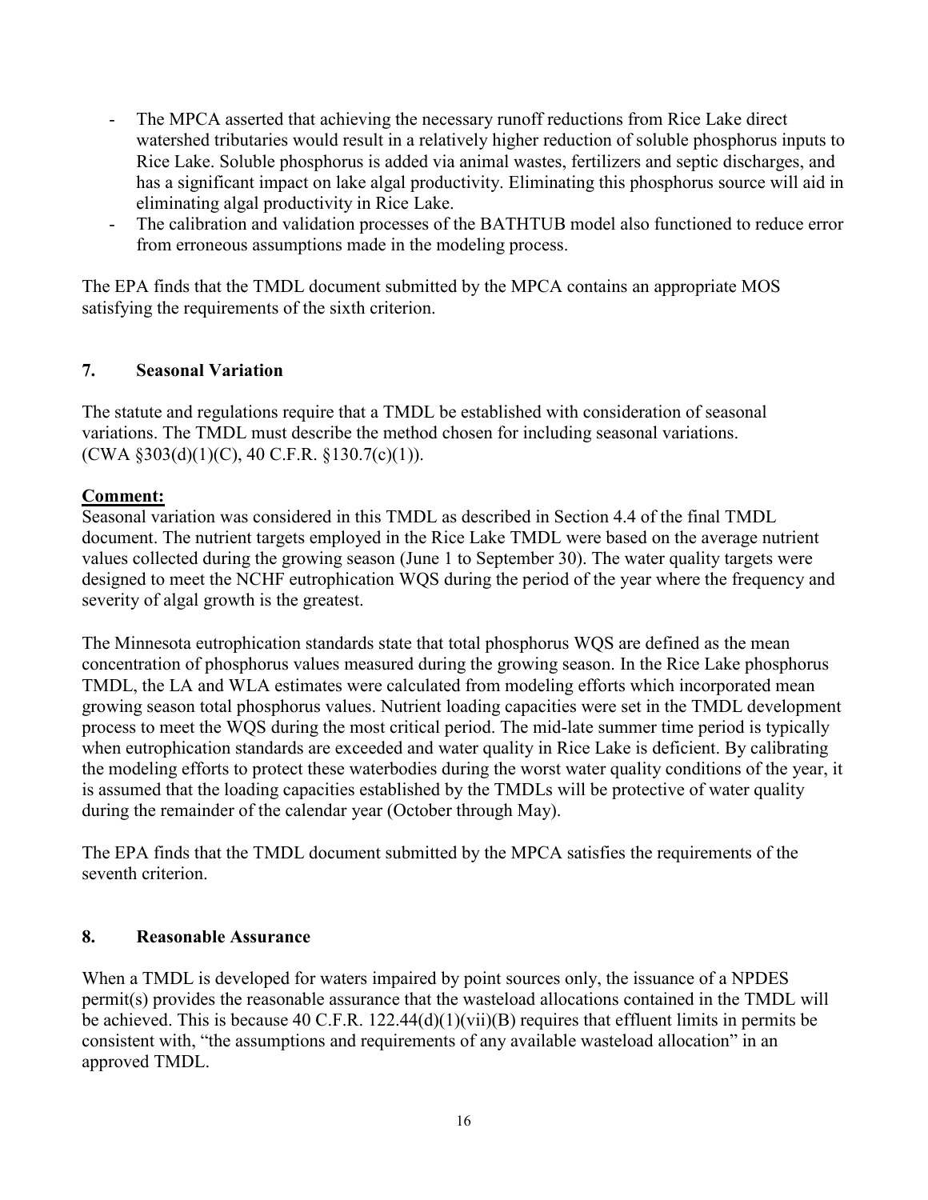- The MPCA asserted that achieving the necessary runoff reductions from Rice Lake direct watershed tributaries would result in a relatively higher reduction of soluble phosphorus inputs to Rice Lake. Soluble phosphorus is added via animal wastes, fertilizers and septic discharges, and has a significant impact on lake algal productivity. Eliminating this phosphorus source will aid in eliminating algal productivity in Rice Lake.
- The calibration and validation processes of the BATHTUB model also functioned to reduce error from erroneous assumptions made in the modeling process.

The EPA finds that the TMDL document submitted by the MPCA contains an appropriate MOS satisfying the requirements of the sixth criterion.

## 7. Seasonal Variation

The statute and regulations require that a TMDL be established with consideration of seasonal variations. The TMDL must describe the method chosen for including seasonal variations. (CWA §303(d)(1)(C), 40 C.F.R. §130.7(c)(1)).

**Comment:**

Seasonal variation was considered in this TMDL as described in Section 4.4 of the final TMDL document. The nutrient targets employed in the Rice Lake TMDL were based on the average nutrient values collected during the growing season (June 1 to September 30). The water quality targets were designed to meet the NCHF eutrophication WQS during the period of the year where the frequency and severity of algal growth is the greatest.

The Minnesota eutrophication standards state that total phosphorus WQS are defined as the mean concentration of phosphorus values measured during the growing season. In the Rice Lake phosphorus TMDL, the LA and WLA estimates were calculated from modeling efforts which incorporated mean growing season total phosphorus values. Nutrient loading capacities were set in the TMDL development process to meet the WQS during the most critical period. The mid-late summer time period is typically when eutrophication standards are exceeded and water quality in Rice Lake is deficient. By calibrating the modeling efforts to protect these waterbodies during the worst water quality conditions of the year, it is assumed that the loading capacities established by the TMDLs will be protective of water quality during the remainder of the calendar year (October through May).

The EPA finds that the TMDL document submitted by the MPCA satisfies the requirements of the seventh criterion.

## 8. Reasonable Assurance

When a TMDL is developed for waters impaired by point sources only, the issuance of a NPDES permit(s) provides the reasonable assurance that the wasteload allocations contained in the TMDL will be achieved. This is because 40 C.F.R. 122.44(d)(1)(vii)(B) requires that effluent limits in permits be consistent with, "the assumptions and requirements of any available wasteload allocation" in an approved TMDL.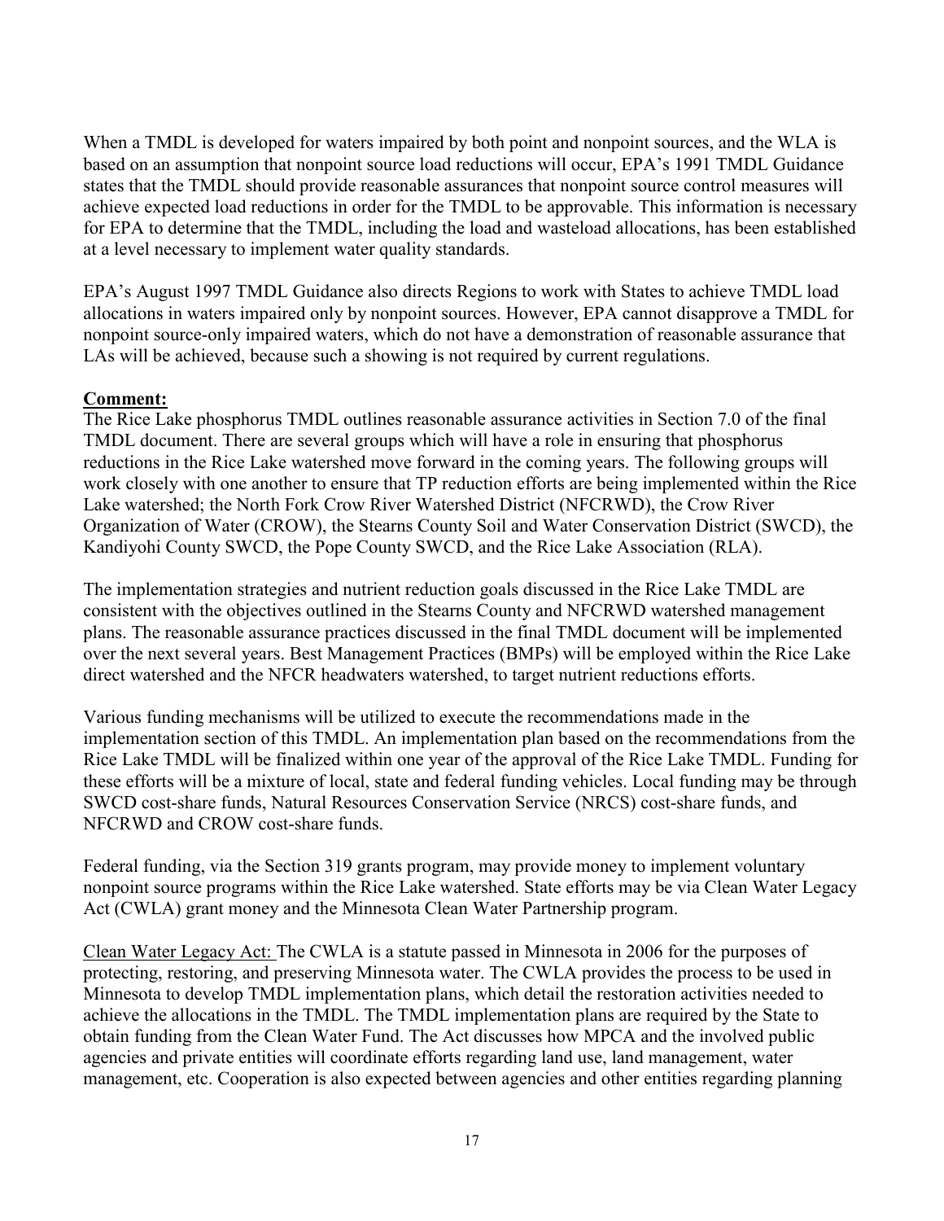When a TMDL is developed for waters impaired by both point and nonpoint sources, and the WLA is based on an assumption that nonpoint source load reductions will occur, EPA's 1991 TMDL Guidance states that the TMDL should provide reasonable assurances that nonpoint source control measures will achieve expected load reductions in order for the TMDL to be approvable. This information is necessary for EPA to determine that the TMDL, including the load and wasteload allocations, has been established at a level necessary to implement water quality standards.

EPA's August 1997 TMDL Guidance also directs Regions to work with States to achieve TMDL load allocations in waters impaired only by nonpoint sources. However, EPA cannot disapprove a TMDL for nonpoint source-only impaired waters, which do not have a demonstration of reasonable assurance that LAs will be achieved, because such a showing is not required by current regulations.

**Comment:**

The Rice Lake phosphorus TMDL outlines reasonable assurance activities in Section 7.0 of the final TMDL document. There are several groups which will have a role in ensuring that phosphorus reductions in the Rice Lake watershed move forward in the coming years. The following groups will work closely with one another to ensure that TP reduction efforts are being implemented within the Rice Lake watershed; the North Fork Crow River Watershed District (NFCRWD), the Crow River Organization of Water (CROW), the Stearns County Soil and Water Conservation District (SWCD), the Kandiyohi County SWCD, the Pope County SWCD, and the Rice Lake Association (RLA).

The implementation strategies and nutrient reduction goals discussed in the Rice Lake TMDL are consistent with the objectives outlined in the Stearns County and NFCRWD watershed management plans. The reasonable assurance practices discussed in the final TMDL document will be implemented over the next several years. Best Management Practices (BMPs) will be employed within the Rice Lake direct watershed and the NFCR headwaters watershed, to target nutrient reductions efforts.

Various funding mechanisms will be utilized to execute the recommendations made in the implementation section of this TMDL. An implementation plan based on the recommendations from the Rice Lake TMDL will be finalized within one year of the approval of the Rice Lake TMDL. Funding for these efforts will be a mixture of local, state and federal funding vehicles. Local funding may be through SWCD cost-share funds, Natural Resources Conservation Service (NRCS) cost-share funds, and NFCRWD and CROW cost-share funds.

Federal funding, via the Section 319 grants program, may provide money to implement voluntary nonpoint source programs within the Rice Lake watershed. State efforts may be via Clean Water Legacy Act (CWLA) grant money and the Minnesota Clean Water Partnership program.

Clean Water Legacy Act: The CWLA is a statute passed in Minnesota in 2006 for the purposes of protecting, restoring, and preserving Minnesota water. The CWLA provides the process to be used in Minnesota to develop TMDL implementation plans, which detail the restoration activities needed to achieve the allocations in the TMDL. The TMDL implementation plans are required by the State to obtain funding from the Clean Water Fund. The Act discusses how MPCA and the involved public agencies and private entities will coordinate efforts regarding land use, land management, water management, etc. Cooperation is also expected between agencies and other entities regarding planning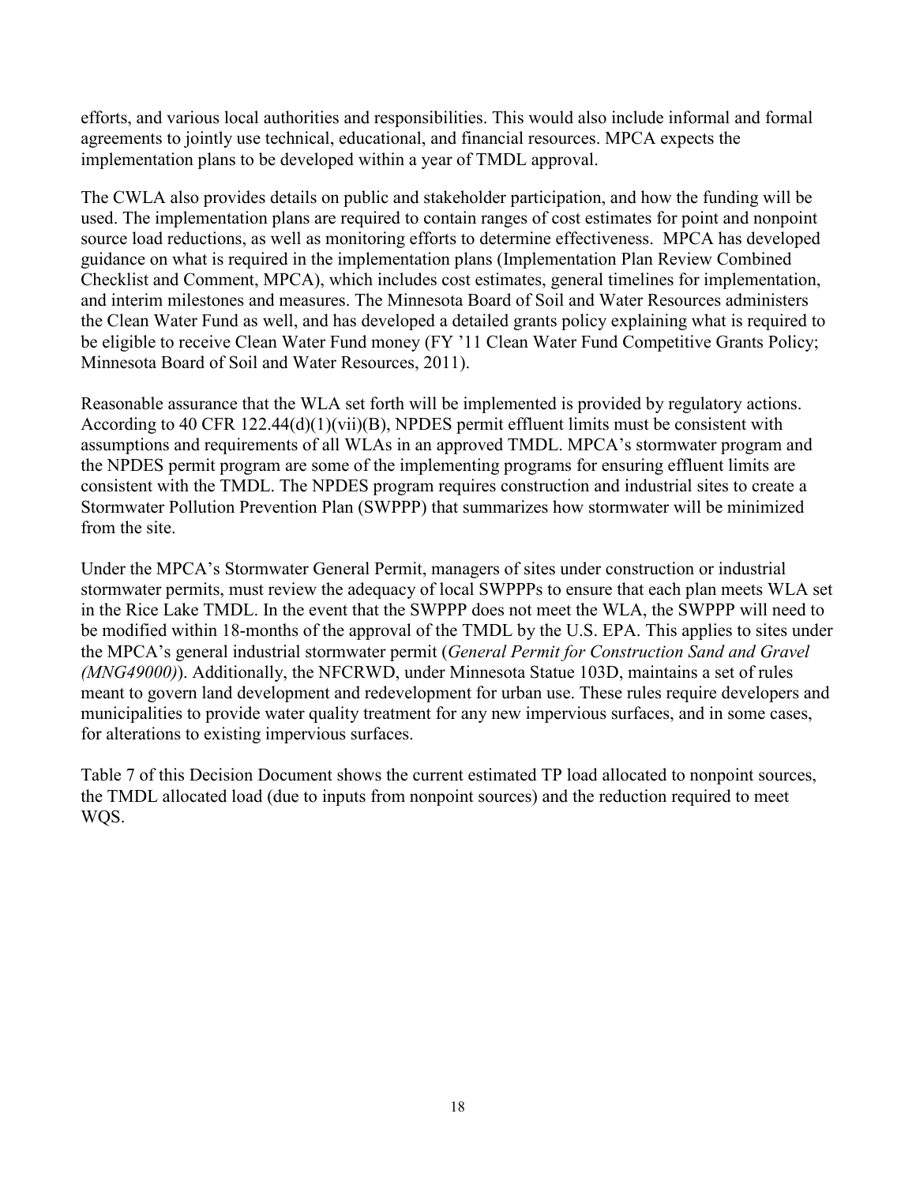efforts, and various local authorities and responsibilities. This would also include informal and formal agreements to jointly use technical, educational, and financial resources. MPCA expects the implementation plans to be developed within a year of TMDL approval.

The CWLA also provides details on public and stakeholder participation, and how the funding will be used. The implementation plans are required to contain ranges of cost estimates for point and nonpoint source load reductions, as well as monitoring efforts to determine effectiveness. MPCA has developed guidance on what is required in the implementation plans (Implementation Plan Review Combined Checklist and Comment, MPCA), which includes cost estimates, general timelines for implementation, and interim milestones and measures. The Minnesota Board of Soil and Water Resources administers the Clean Water Fund as well, and has developed a detailed grants policy explaining what is required to be eligible to receive Clean Water Fund money (FY '11 Clean Water Fund Competitive Grants Policy; Minnesota Board of Soil and Water Resources, 2011).

Reasonable assurance that the WLA set forth will be implemented is provided by regulatory actions. According to 40 CFR 122.44(d)(1)(vii)(B), NPDES permit effluent limits must be consistent with assumptions and requirements of all WLAs in an approved TMDL. MPCA's stormwater program and the NPDES permit program are some of the implementing programs for ensuring effluent limits are consistent with the TMDL. The NPDES program requires construction and industrial sites to create a Stormwater Pollution Prevention Plan (SWPPP) that summarizes how stormwater will be minimized from the site.

Under the MPCA's Stormwater General Permit, managers of sites under construction or industrial stormwater permits, must review the adequacy of local SWPPPs to ensure that each plan meets WLA set in the Rice Lake TMDL. In the event that the SWPPP does not meet the WLA, the SWPPP will need to be modified within 18-months of the approval of the TMDL by the U.S. EPA. This applies to sites under the MPCA's general industrial stormwater permit (*General Permit for Construction Sand and Gravel (MNG49000)*). Additionally, the NFCRWD, under Minnesota Statue 103D, maintains a set of rules meant to govern land development and redevelopment for urban use. These rules require developers and municipalities to provide water quality treatment for any new impervious surfaces, and in some cases, for alterations to existing impervious surfaces.

Table 7 of this Decision Document shows the current estimated TP load allocated to nonpoint sources, the TMDL allocated load (due to inputs from nonpoint sources) and the reduction required to meet WQS.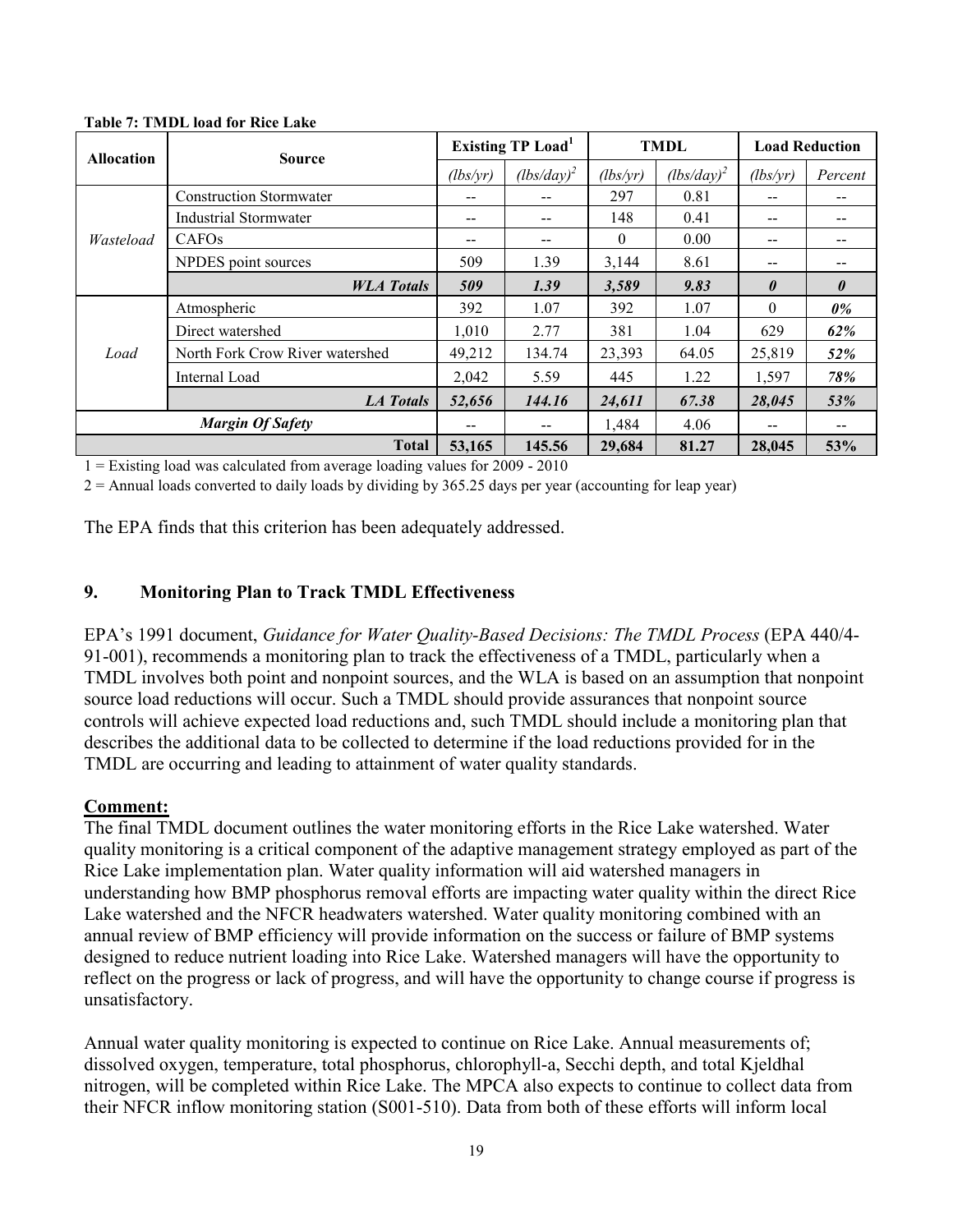**Table 7: TMDL load for Rice Lake**

| Allocation | Source | Existing TP Load[1] | | TMDL | | Load Reduction | |
|---|---|---|---|---|---|---|---|
| | | *(lbs/yr)* | *(lbs/day)*[2] | *(lbs/yr)* | *(lbs/day)*[2] | *(lbs/yr)* | *Percent* |
| *Wasteload* | Construction Stormwater | -- | -- | 297 | 0.81 | -- | -- |
| | Industrial Stormwater | -- | -- | 148 | 0.41 | -- | -- |
| | CAFOs | -- | -- | 0 | 0.00 | -- | -- |
| | NPDES point sources | 509 | 1.39 | 3,144 | 8.61 | -- | -- |
| | ***WLA Totals*** | ***509*** | ***1.39*** | ***3,589*** | ***9.83*** | ***0*** | ***0*** |
| *Load* | Atmospheric | 392 | 1.07 | 392 | 1.07 | 0 | ***0%*** |
| | Direct watershed | 1,010 | 2.77 | 381 | 1.04 | 629 | ***62%*** |
| | North Fork Crow River watershed | 49,212 | 134.74 | 23,393 | 64.05 | 25,819 | ***52%*** |
| | Internal Load | 2,042 | 5.59 | 445 | 1.22 | 1,597 | ***78%*** |
| | ***LA Totals*** | ***52,656*** | ***144.16*** | ***24,611*** | ***67.38*** | ***28,045*** | ***53%*** |
| ***Margin Of Safety*** | | -- | -- | 1,484 | 4.06 | -- | -- |
| **Total** | | **53,165** | **145.56** | **29,684** | **81.27** | **28,045** | **53%** |

1 = Existing load was calculated from average loading values for 2009 - 2010

2 = Annual loads converted to daily loads by dividing by 365.25 days per year (accounting for leap year)

The EPA finds that this criterion has been adequately addressed.

## 9. Monitoring Plan to Track TMDL Effectiveness

EPA's 1991 document, *Guidance for Water Quality-Based Decisions: The TMDL Process* (EPA 440/4-91-001), recommends a monitoring plan to track the effectiveness of a TMDL, particularly when a TMDL involves both point and nonpoint sources, and the WLA is based on an assumption that nonpoint source load reductions will occur. Such a TMDL should provide assurances that nonpoint source controls will achieve expected load reductions and, such TMDL should include a monitoring plan that describes the additional data to be collected to determine if the load reductions provided for in the TMDL are occurring and leading to attainment of water quality standards.

**Comment:**

The final TMDL document outlines the water monitoring efforts in the Rice Lake watershed. Water quality monitoring is a critical component of the adaptive management strategy employed as part of the Rice Lake implementation plan. Water quality information will aid watershed managers in understanding how BMP phosphorus removal efforts are impacting water quality within the direct Rice Lake watershed and the NFCR headwaters watershed. Water quality monitoring combined with an annual review of BMP efficiency will provide information on the success or failure of BMP systems designed to reduce nutrient loading into Rice Lake. Watershed managers will have the opportunity to reflect on the progress or lack of progress, and will have the opportunity to change course if progress is unsatisfactory.

Annual water quality monitoring is expected to continue on Rice Lake. Annual measurements of; dissolved oxygen, temperature, total phosphorus, chlorophyll-a, Secchi depth, and total Kjeldhal nitrogen, will be completed within Rice Lake. The MPCA also expects to continue to collect data from their NFCR inflow monitoring station (S001-510). Data from both of these efforts will inform local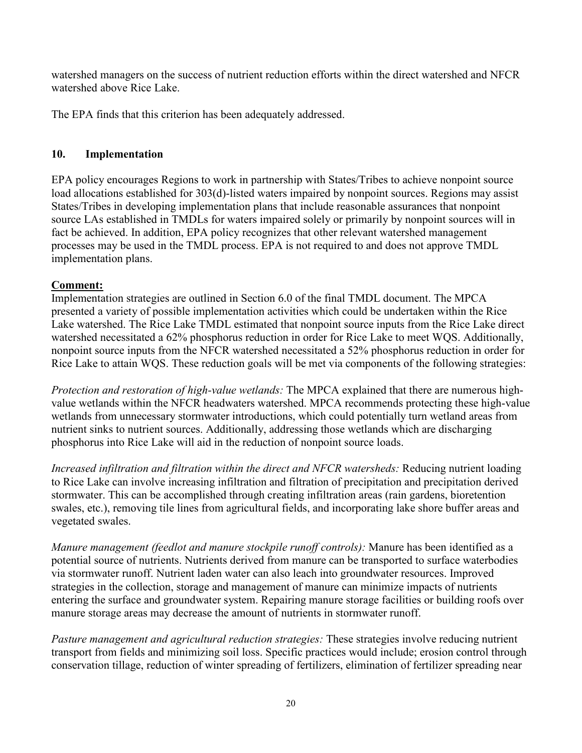watershed managers on the success of nutrient reduction efforts within the direct watershed and NFCR watershed above Rice Lake.

The EPA finds that this criterion has been adequately addressed.

## 10. Implementation

EPA policy encourages Regions to work in partnership with States/Tribes to achieve nonpoint source load allocations established for 303(d)-listed waters impaired by nonpoint sources. Regions may assist States/Tribes in developing implementation plans that include reasonable assurances that nonpoint source LAs established in TMDLs for waters impaired solely or primarily by nonpoint sources will in fact be achieved. In addition, EPA policy recognizes that other relevant watershed management processes may be used in the TMDL process. EPA is not required to and does not approve TMDL implementation plans.

**Comment:**

Implementation strategies are outlined in Section 6.0 of the final TMDL document. The MPCA presented a variety of possible implementation activities which could be undertaken within the Rice Lake watershed. The Rice Lake TMDL estimated that nonpoint source inputs from the Rice Lake direct watershed necessitated a 62% phosphorus reduction in order for Rice Lake to meet WQS. Additionally, nonpoint source inputs from the NFCR watershed necessitated a 52% phosphorus reduction in order for Rice Lake to attain WQS. These reduction goals will be met via components of the following strategies:

*Protection and restoration of high-value wetlands:* The MPCA explained that there are numerous high-value wetlands within the NFCR headwaters watershed. MPCA recommends protecting these high-value wetlands from unnecessary stormwater introductions, which could potentially turn wetland areas from nutrient sinks to nutrient sources. Additionally, addressing those wetlands which are discharging phosphorus into Rice Lake will aid in the reduction of nonpoint source loads.

*Increased infiltration and filtration within the direct and NFCR watersheds:* Reducing nutrient loading to Rice Lake can involve increasing infiltration and filtration of precipitation and precipitation derived stormwater. This can be accomplished through creating infiltration areas (rain gardens, bioretention swales, etc.), removing tile lines from agricultural fields, and incorporating lake shore buffer areas and vegetated swales.

*Manure management (feedlot and manure stockpile runoff controls):* Manure has been identified as a potential source of nutrients. Nutrients derived from manure can be transported to surface waterbodies via stormwater runoff. Nutrient laden water can also leach into groundwater resources. Improved strategies in the collection, storage and management of manure can minimize impacts of nutrients entering the surface and groundwater system. Repairing manure storage facilities or building roofs over manure storage areas may decrease the amount of nutrients in stormwater runoff.

*Pasture management and agricultural reduction strategies:* These strategies involve reducing nutrient transport from fields and minimizing soil loss. Specific practices would include; erosion control through conservation tillage, reduction of winter spreading of fertilizers, elimination of fertilizer spreading near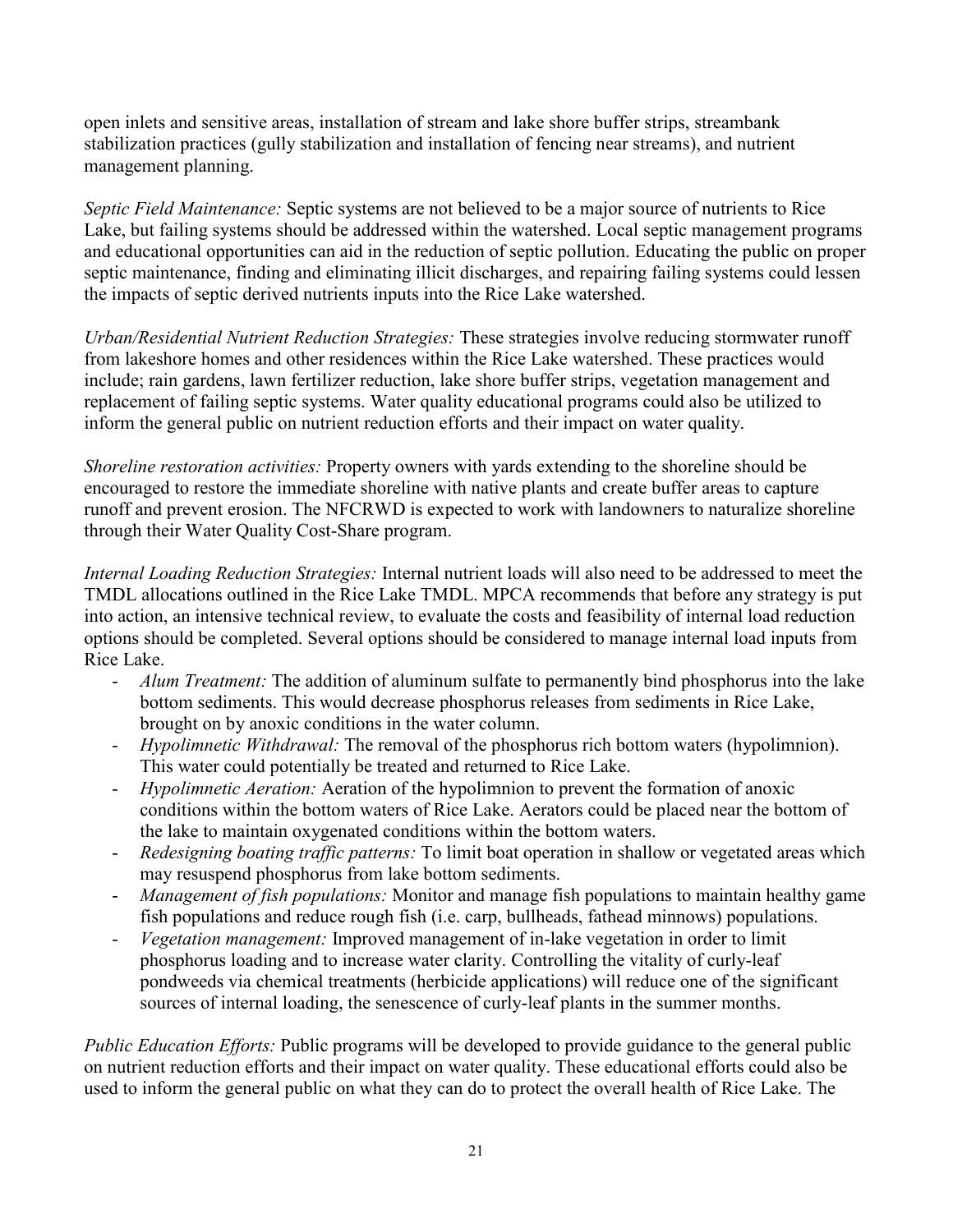open inlets and sensitive areas, installation of stream and lake shore buffer strips, streambank stabilization practices (gully stabilization and installation of fencing near streams), and nutrient management planning.

*Septic Field Maintenance:* Septic systems are not believed to be a major source of nutrients to Rice Lake, but failing systems should be addressed within the watershed. Local septic management programs and educational opportunities can aid in the reduction of septic pollution. Educating the public on proper septic maintenance, finding and eliminating illicit discharges, and repairing failing systems could lessen the impacts of septic derived nutrients inputs into the Rice Lake watershed.

*Urban/Residential Nutrient Reduction Strategies:* These strategies involve reducing stormwater runoff from lakeshore homes and other residences within the Rice Lake watershed. These practices would include; rain gardens, lawn fertilizer reduction, lake shore buffer strips, vegetation management and replacement of failing septic systems. Water quality educational programs could also be utilized to inform the general public on nutrient reduction efforts and their impact on water quality.

*Shoreline restoration activities:* Property owners with yards extending to the shoreline should be encouraged to restore the immediate shoreline with native plants and create buffer areas to capture runoff and prevent erosion. The NFCRWD is expected to work with landowners to naturalize shoreline through their Water Quality Cost-Share program.

*Internal Loading Reduction Strategies:* Internal nutrient loads will also need to be addressed to meet the TMDL allocations outlined in the Rice Lake TMDL. MPCA recommends that before any strategy is put into action, an intensive technical review, to evaluate the costs and feasibility of internal load reduction options should be completed. Several options should be considered to manage internal load inputs from Rice Lake.

- *Alum Treatment:* The addition of aluminum sulfate to permanently bind phosphorus into the lake bottom sediments. This would decrease phosphorus releases from sediments in Rice Lake, brought on by anoxic conditions in the water column.
- *Hypolimnetic Withdrawal:* The removal of the phosphorus rich bottom waters (hypolimnion). This water could potentially be treated and returned to Rice Lake.
- *Hypolimnetic Aeration:* Aeration of the hypolimnion to prevent the formation of anoxic conditions within the bottom waters of Rice Lake. Aerators could be placed near the bottom of the lake to maintain oxygenated conditions within the bottom waters.
- *Redesigning boating traffic patterns:* To limit boat operation in shallow or vegetated areas which may resuspend phosphorus from lake bottom sediments.
- *Management of fish populations:* Monitor and manage fish populations to maintain healthy game fish populations and reduce rough fish (i.e. carp, bullheads, fathead minnows) populations.
- *Vegetation management:* Improved management of in-lake vegetation in order to limit phosphorus loading and to increase water clarity. Controlling the vitality of curly-leaf pondweeds via chemical treatments (herbicide applications) will reduce one of the significant sources of internal loading, the senescence of curly-leaf plants in the summer months.

*Public Education Efforts:* Public programs will be developed to provide guidance to the general public on nutrient reduction efforts and their impact on water quality. These educational efforts could also be used to inform the general public on what they can do to protect the overall health of Rice Lake. The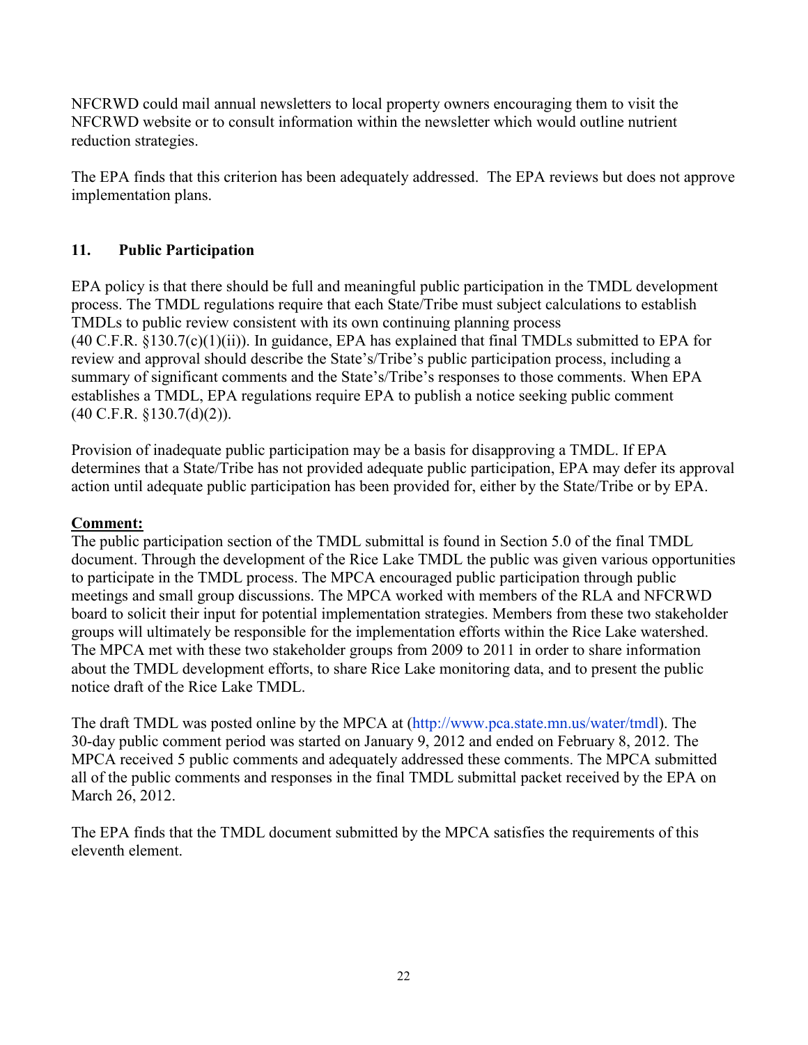NFCRWD could mail annual newsletters to local property owners encouraging them to visit the NFCRWD website or to consult information within the newsletter which would outline nutrient reduction strategies.

The EPA finds that this criterion has been adequately addressed. The EPA reviews but does not approve implementation plans.

### 11. Public Participation

EPA policy is that there should be full and meaningful public participation in the TMDL development process. The TMDL regulations require that each State/Tribe must subject calculations to establish TMDLs to public review consistent with its own continuing planning process (40 C.F.R. §130.7(c)(1)(ii)). In guidance, EPA has explained that final TMDLs submitted to EPA for review and approval should describe the State's/Tribe's public participation process, including a summary of significant comments and the State's/Tribe's responses to those comments. When EPA establishes a TMDL, EPA regulations require EPA to publish a notice seeking public comment (40 C.F.R. §130.7(d)(2)).

Provision of inadequate public participation may be a basis for disapproving a TMDL. If EPA determines that a State/Tribe has not provided adequate public participation, EPA may defer its approval action until adequate public participation has been provided for, either by the State/Tribe or by EPA.

**Comment:**

The public participation section of the TMDL submittal is found in Section 5.0 of the final TMDL document. Through the development of the Rice Lake TMDL the public was given various opportunities to participate in the TMDL process. The MPCA encouraged public participation through public meetings and small group discussions. The MPCA worked with members of the RLA and NFCRWD board to solicit their input for potential implementation strategies. Members from these two stakeholder groups will ultimately be responsible for the implementation efforts within the Rice Lake watershed. The MPCA met with these two stakeholder groups from 2009 to 2011 in order to share information about the TMDL development efforts, to share Rice Lake monitoring data, and to present the public notice draft of the Rice Lake TMDL.

The draft TMDL was posted online by the MPCA at (http://www.pca.state.mn.us/water/tmdl). The 30-day public comment period was started on January 9, 2012 and ended on February 8, 2012. The MPCA received 5 public comments and adequately addressed these comments. The MPCA submitted all of the public comments and responses in the final TMDL submittal packet received by the EPA on March 26, 2012.

The EPA finds that the TMDL document submitted by the MPCA satisfies the requirements of this eleventh element.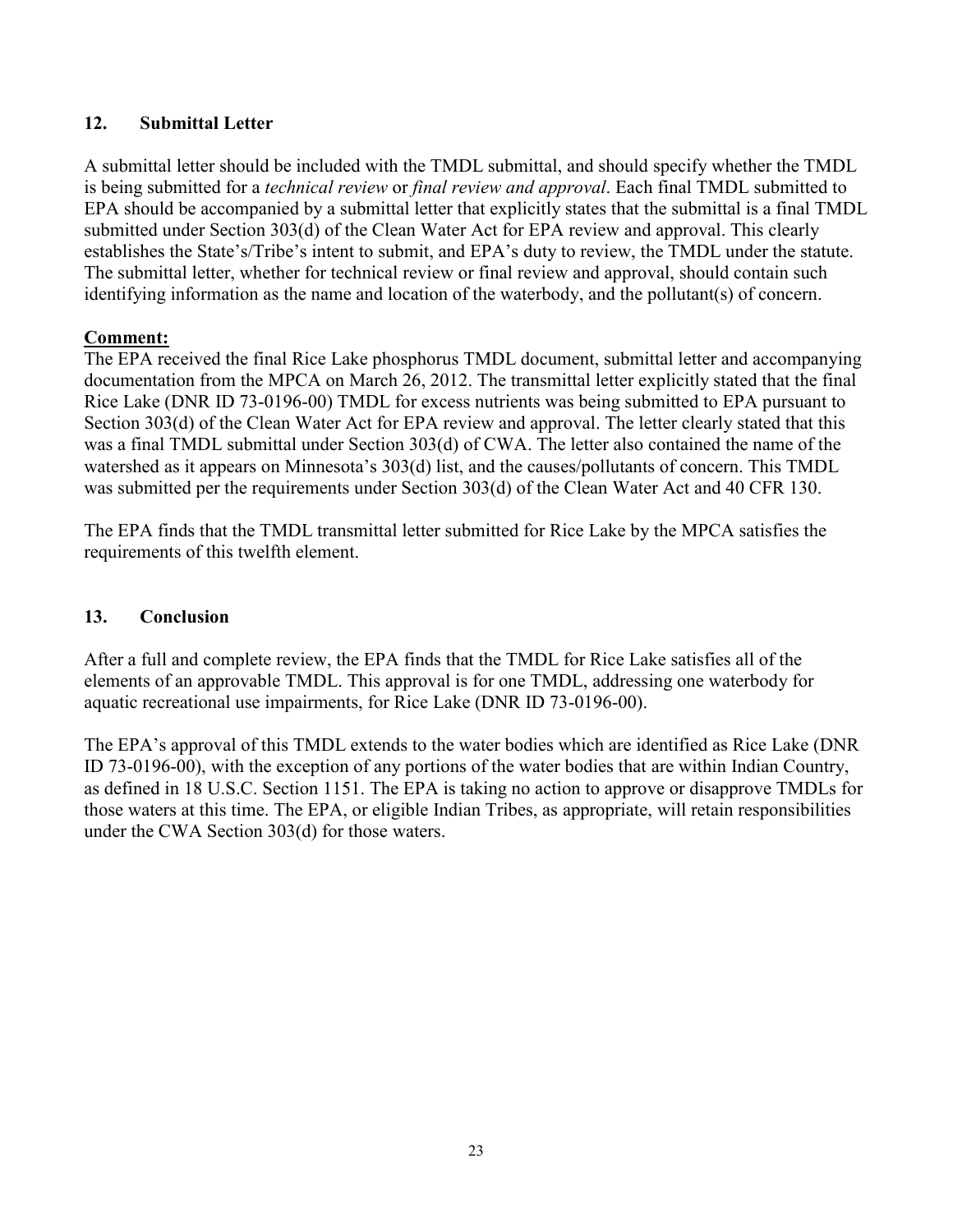## 12. Submittal Letter

A submittal letter should be included with the TMDL submittal, and should specify whether the TMDL is being submitted for a *technical review* or *final review and approval*. Each final TMDL submitted to EPA should be accompanied by a submittal letter that explicitly states that the submittal is a final TMDL submitted under Section 303(d) of the Clean Water Act for EPA review and approval. This clearly establishes the State's/Tribe's intent to submit, and EPA's duty to review, the TMDL under the statute. The submittal letter, whether for technical review or final review and approval, should contain such identifying information as the name and location of the waterbody, and the pollutant(s) of concern.

**Comment:**

The EPA received the final Rice Lake phosphorus TMDL document, submittal letter and accompanying documentation from the MPCA on March 26, 2012. The transmittal letter explicitly stated that the final Rice Lake (DNR ID 73-0196-00) TMDL for excess nutrients was being submitted to EPA pursuant to Section 303(d) of the Clean Water Act for EPA review and approval. The letter clearly stated that this was a final TMDL submittal under Section 303(d) of CWA. The letter also contained the name of the watershed as it appears on Minnesota's 303(d) list, and the causes/pollutants of concern. This TMDL was submitted per the requirements under Section 303(d) of the Clean Water Act and 40 CFR 130.

The EPA finds that the TMDL transmittal letter submitted for Rice Lake by the MPCA satisfies the requirements of this twelfth element.

## 13. Conclusion

After a full and complete review, the EPA finds that the TMDL for Rice Lake satisfies all of the elements of an approvable TMDL. This approval is for one TMDL, addressing one waterbody for aquatic recreational use impairments, for Rice Lake (DNR ID 73-0196-00).

The EPA's approval of this TMDL extends to the water bodies which are identified as Rice Lake (DNR ID 73-0196-00), with the exception of any portions of the water bodies that are within Indian Country, as defined in 18 U.S.C. Section 1151. The EPA is taking no action to approve or disapprove TMDLs for those waters at this time. The EPA, or eligible Indian Tribes, as appropriate, will retain responsibilities under the CWA Section 303(d) for those waters.